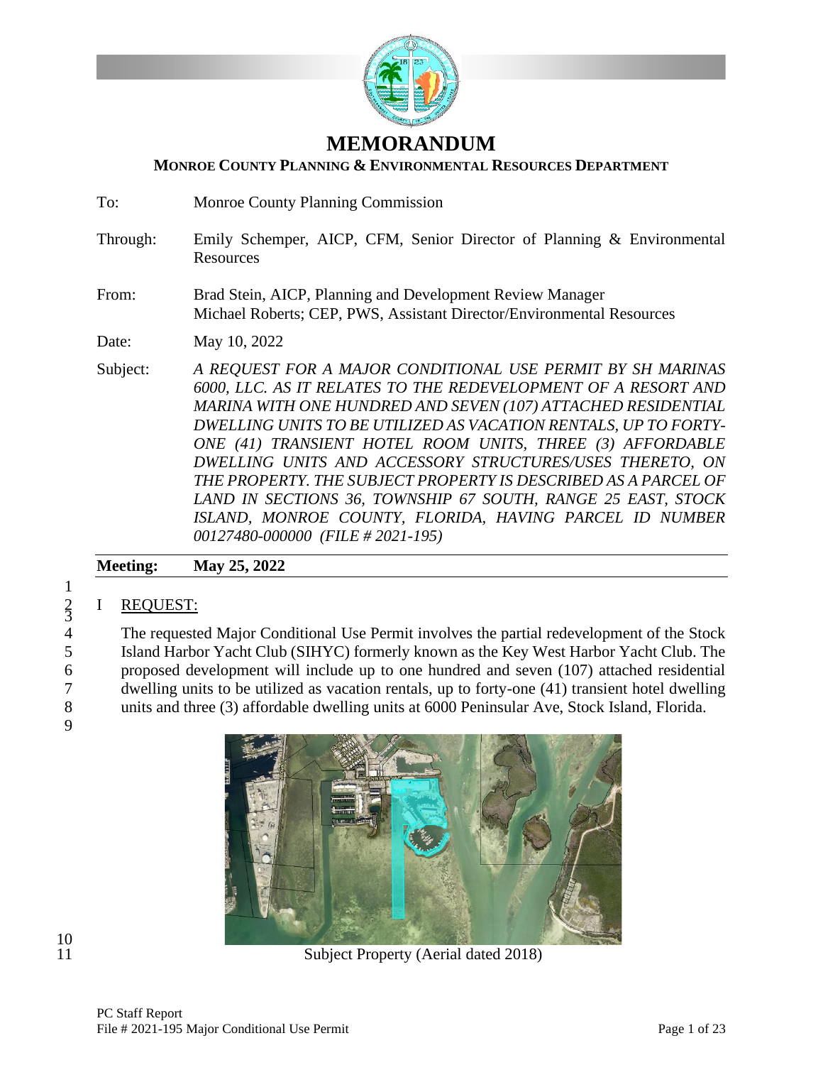# MEMORANDUM

**MONROE COUNTY PLANNING & ENVIRONMENTAL RESOURCES DEPARTMENT**

To: Monroe County Planning Commission

Through: Emily Schemper, AICP, CFM, Senior Director of Planning & Environmental Resources

From: Brad Stein, AICP, Planning and Development Review Manager
Michael Roberts; CEP, PWS, Assistant Director/Environmental Resources

Date: May 10, 2022

Subject: *A REQUEST FOR A MAJOR CONDITIONAL USE PERMIT BY SH MARINAS 6000, LLC. AS IT RELATES TO THE REDEVELOPMENT OF A RESORT AND MARINA WITH ONE HUNDRED AND SEVEN (107) ATTACHED RESIDENTIAL DWELLING UNITS TO BE UTILIZED AS VACATION RENTALS, UP TO FORTY-ONE (41) TRANSIENT HOTEL ROOM UNITS, THREE (3) AFFORDABLE DWELLING UNITS AND ACCESSORY STRUCTURES/USES THERETO, ON THE PROPERTY. THE SUBJECT PROPERTY IS DESCRIBED AS A PARCEL OF LAND IN SECTIONS 36, TOWNSHIP 67 SOUTH, RANGE 25 EAST, STOCK ISLAND, MONROE COUNTY, FLORIDA, HAVING PARCEL ID NUMBER 00127480-000000 (FILE # 2021-195)*

**Meeting: May 25, 2022**

## I REQUEST:

The requested Major Conditional Use Permit involves the partial redevelopment of the Stock Island Harbor Yacht Club (SIHYC) formerly known as the Key West Harbor Yacht Club. The proposed development will include up to one hundred and seven (107) attached residential dwelling units to be utilized as vacation rentals, up to forty-one (41) transient hotel dwelling units and three (3) affordable dwelling units at 6000 Peninsular Ave, Stock Island, Florida.

Subject Property (Aerial dated 2018)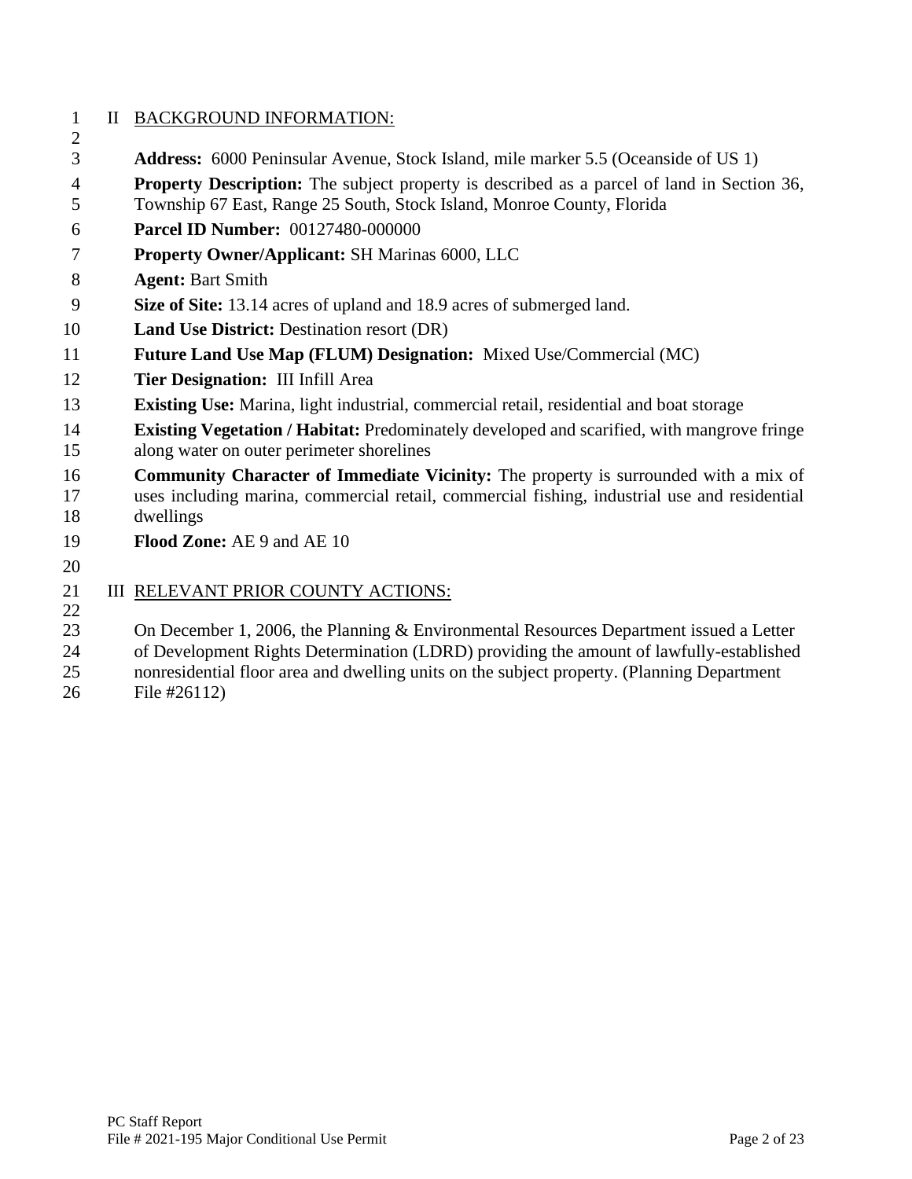## II BACKGROUND INFORMATION:

**Address:** 6000 Peninsular Avenue, Stock Island, mile marker 5.5 (Oceanside of US 1)

**Property Description:** The subject property is described as a parcel of land in Section 36, Township 67 East, Range 25 South, Stock Island, Monroe County, Florida

**Parcel ID Number:** 00127480-000000

**Property Owner/Applicant:** SH Marinas 6000, LLC

**Agent:** Bart Smith

**Size of Site:** 13.14 acres of upland and 18.9 acres of submerged land.

**Land Use District:** Destination resort (DR)

**Future Land Use Map (FLUM) Designation:** Mixed Use/Commercial (MC)

**Tier Designation:** III Infill Area

**Existing Use:** Marina, light industrial, commercial retail, residential and boat storage

**Existing Vegetation / Habitat:** Predominately developed and scarified, with mangrove fringe along water on outer perimeter shorelines

**Community Character of Immediate Vicinity:** The property is surrounded with a mix of uses including marina, commercial retail, commercial fishing, industrial use and residential dwellings

**Flood Zone:** AE 9 and AE 10

## III RELEVANT PRIOR COUNTY ACTIONS:

On December 1, 2006, the Planning & Environmental Resources Department issued a Letter of Development Rights Determination (LDRD) providing the amount of lawfully-established nonresidential floor area and dwelling units on the subject property. (Planning Department File #26112)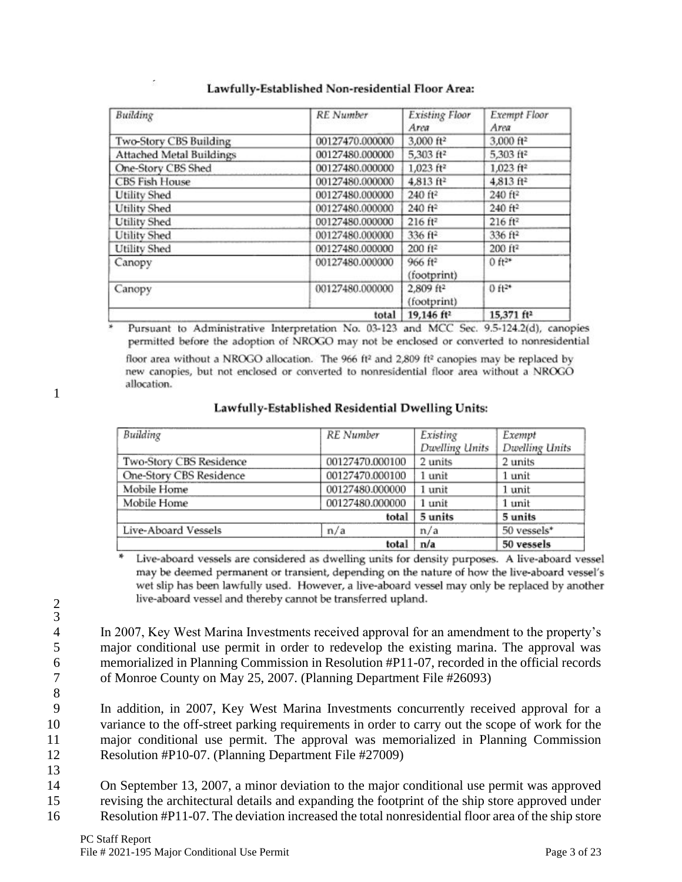**Lawfully-Established Non-residential Floor Area:**

| *Building* | *RE Number* | *Existing Floor Area* | *Exempt Floor Area* |
|---|---|---|---|
| Two-Story CBS Building | 00127470.000000 | 3,000 ft² | 3,000 ft² |
| Attached Metal Buildings | 00127480.000000 | 5,303 ft² | 5,303 ft² |
| One-Story CBS Shed | 00127480.000000 | 1,023 ft² | 1,023 ft² |
| CBS Fish House | 00127480.000000 | 4,813 ft² | 4,813 ft² |
| Utility Shed | 00127480.000000 | 240 ft² | 240 ft² |
| Utility Shed | 00127480.000000 | 240 ft² | 240 ft² |
| Utility Shed | 00127480.000000 | 216 ft² | 216 ft² |
| Utility Shed | 00127480.000000 | 336 ft² | 336 ft² |
| Utility Shed | 00127480.000000 | 200 ft² | 200 ft² |
| Canopy | 00127480.000000 | 966 ft² (footprint) | 0 ft²* |
| Canopy | 00127480.000000 | 2,809 ft² (footprint) | 0 ft²* |
| | total | 19,146 ft² | 15,371 ft² |

\* Pursuant to Administrative Interpretation No. 03-123 and MCC Sec. 9.5-124.2(d), canopies permitted before the adoption of NROGO may not be enclosed or converted to nonresidential floor area without a NROGO allocation. The 966 ft² and 2,809 ft² canopies may be replaced by new canopies, but not enclosed or converted to nonresidential floor area without a NROGO allocation.

**Lawfully-Established Residential Dwelling Units:**

| *Building* | *RE Number* | *Existing Dwelling Units* | *Exempt Dwelling Units* |
|---|---|---|---|
| Two-Story CBS Residence | 00127470.000100 | 2 units | 2 units |
| One-Story CBS Residence | 00127470.000100 | 1 unit | 1 unit |
| Mobile Home | 00127480.000000 | 1 unit | 1 unit |
| Mobile Home | 00127480.000000 | 1 unit | 1 unit |
| | total | 5 units | 5 units |
| Live-Aboard Vessels | n/a | n/a | 50 vessels* |
| | total | n/a | 50 vessels |

\* Live-aboard vessels are considered as dwelling units for density purposes. A live-aboard vessel may be deemed permanent or transient, depending on the nature of how the live-aboard vessel's wet slip has been lawfully used. However, a live-aboard vessel may only be replaced by another live-aboard vessel and thereby cannot be transferred upland.

In 2007, Key West Marina Investments received approval for an amendment to the property's major conditional use permit in order to redevelop the existing marina. The approval was memorialized in Planning Commission in Resolution #P11-07, recorded in the official records of Monroe County on May 25, 2007. (Planning Department File #26093)

In addition, in 2007, Key West Marina Investments concurrently received approval for a variance to the off-street parking requirements in order to carry out the scope of work for the major conditional use permit. The approval was memorialized in Planning Commission Resolution #P10-07. (Planning Department File #27009)

On September 13, 2007, a minor deviation to the major conditional use permit was approved revising the architectural details and expanding the footprint of the ship store approved under Resolution #P11-07. The deviation increased the total nonresidential floor area of the ship store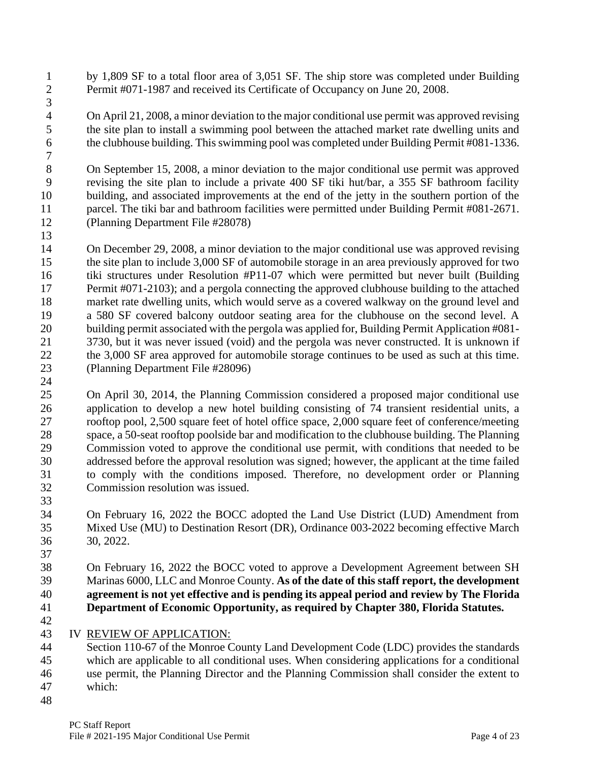by 1,809 SF to a total floor area of 3,051 SF. The ship store was completed under Building Permit #071-1987 and received its Certificate of Occupancy on June 20, 2008.

On April 21, 2008, a minor deviation to the major conditional use permit was approved revising the site plan to install a swimming pool between the attached market rate dwelling units and the clubhouse building. This swimming pool was completed under Building Permit #081-1336.

On September 15, 2008, a minor deviation to the major conditional use permit was approved revising the site plan to include a private 400 SF tiki hut/bar, a 355 SF bathroom facility building, and associated improvements at the end of the jetty in the southern portion of the parcel. The tiki bar and bathroom facilities were permitted under Building Permit #081-2671. (Planning Department File #28078)

On December 29, 2008, a minor deviation to the major conditional use was approved revising the site plan to include 3,000 SF of automobile storage in an area previously approved for two tiki structures under Resolution #P11-07 which were permitted but never built (Building Permit #071-2103); and a pergola connecting the approved clubhouse building to the attached market rate dwelling units, which would serve as a covered walkway on the ground level and a 580 SF covered balcony outdoor seating area for the clubhouse on the second level. A building permit associated with the pergola was applied for, Building Permit Application #081-3730, but it was never issued (void) and the pergola was never constructed. It is unknown if the 3,000 SF area approved for automobile storage continues to be used as such at this time. (Planning Department File #28096)

On April 30, 2014, the Planning Commission considered a proposed major conditional use application to develop a new hotel building consisting of 74 transient residential units, a rooftop pool, 2,500 square feet of hotel office space, 2,000 square feet of conference/meeting space, a 50-seat rooftop poolside bar and modification to the clubhouse building. The Planning Commission voted to approve the conditional use permit, with conditions that needed to be addressed before the approval resolution was signed; however, the applicant at the time failed to comply with the conditions imposed. Therefore, no development order or Planning Commission resolution was issued.

On February 16, 2022 the BOCC adopted the Land Use District (LUD) Amendment from Mixed Use (MU) to Destination Resort (DR), Ordinance 003-2022 becoming effective March 30, 2022.

On February 16, 2022 the BOCC voted to approve a Development Agreement between SH Marinas 6000, LLC and Monroe County. **As of the date of this staff report, the development agreement is not yet effective and is pending its appeal period and review by The Florida Department of Economic Opportunity, as required by Chapter 380, Florida Statutes.**

## IV REVIEW OF APPLICATION:

Section 110-67 of the Monroe County Land Development Code (LDC) provides the standards which are applicable to all conditional uses. When considering applications for a conditional use permit, the Planning Director and the Planning Commission shall consider the extent to which: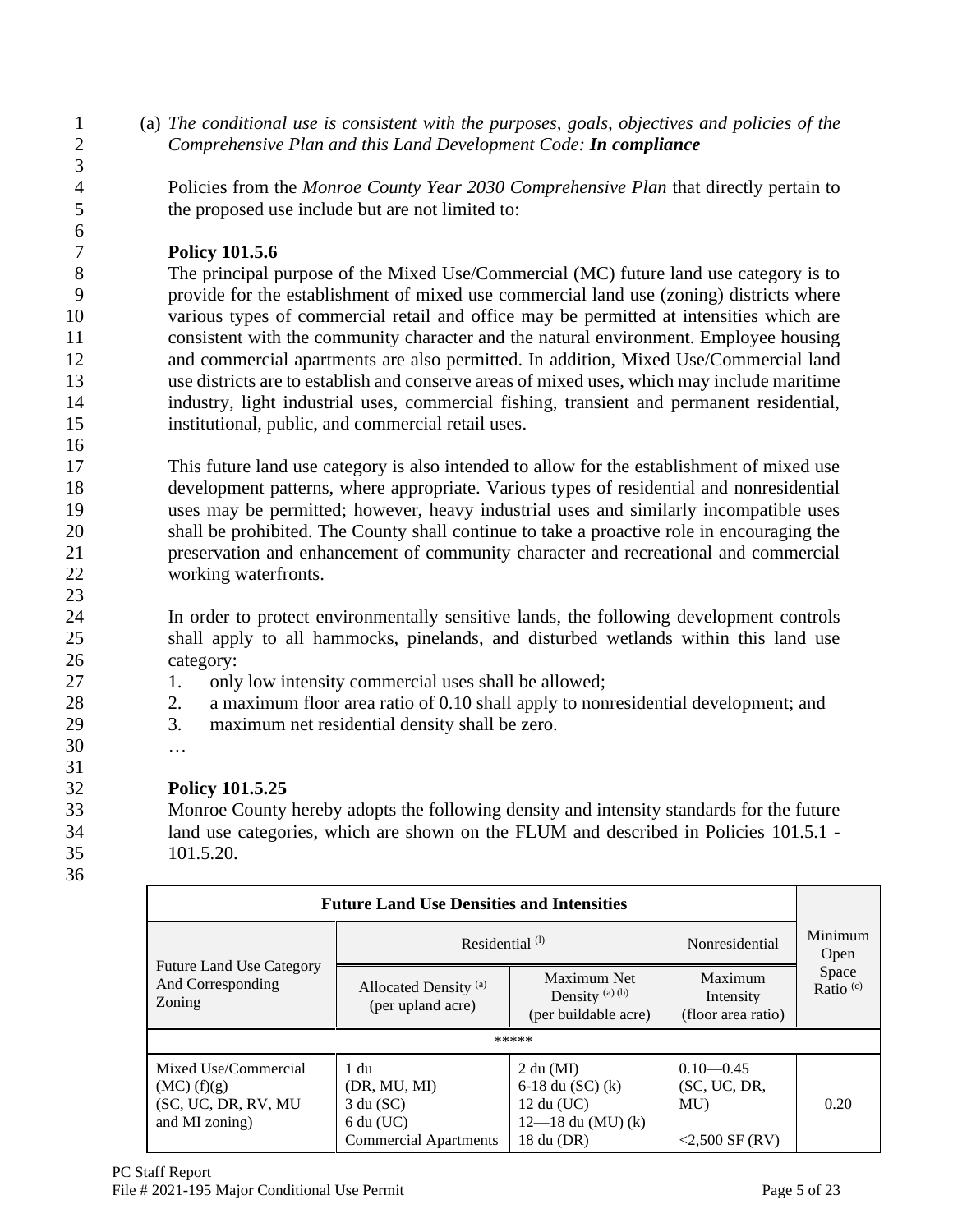(a) *The conditional use is consistent with the purposes, goals, objectives and policies of the Comprehensive Plan and this Land Development Code:* ***In compliance***

Policies from the *Monroe County Year 2030 Comprehensive Plan* that directly pertain to the proposed use include but are not limited to:

**Policy 101.5.6**

The principal purpose of the Mixed Use/Commercial (MC) future land use category is to provide for the establishment of mixed use commercial land use (zoning) districts where various types of commercial retail and office may be permitted at intensities which are consistent with the community character and the natural environment. Employee housing and commercial apartments are also permitted. In addition, Mixed Use/Commercial land use districts are to establish and conserve areas of mixed uses, which may include maritime industry, light industrial uses, commercial fishing, transient and permanent residential, institutional, public, and commercial retail uses.

This future land use category is also intended to allow for the establishment of mixed use development patterns, where appropriate. Various types of residential and nonresidential uses may be permitted; however, heavy industrial uses and similarly incompatible uses shall be prohibited. The County shall continue to take a proactive role in encouraging the preservation and enhancement of community character and recreational and commercial working waterfronts.

In order to protect environmentally sensitive lands, the following development controls shall apply to all hammocks, pinelands, and disturbed wetlands within this land use category:

1. only low intensity commercial uses shall be allowed;
2. a maximum floor area ratio of 0.10 shall apply to nonresidential development; and
3. maximum net residential density shall be zero.

…

**Policy 101.5.25**

Monroe County hereby adopts the following density and intensity standards for the future land use categories, which are shown on the FLUM and described in Policies 101.5.1 - 101.5.20.

| Future Land Use Densities and Intensities | | | | |
|---|---|---|---|---|
| Future Land Use Category And Corresponding Zoning | Residential (l) | | Nonresidential | Minimum Open Space Ratio (c) |
| | Allocated Density (a) (per upland acre) | Maximum Net Density (a) (b) (per buildable acre) | Maximum Intensity (floor area ratio) | |
| ***** | | | | |
| Mixed Use/Commercial (MC) (f)(g) (SC, UC, DR, RV, MU and MI zoning) | 1 du (DR, MU, MI) 3 du (SC) 6 du (UC) Commercial Apartments | 2 du (MI) 6-18 du (SC) (k) 12 du (UC) 12—18 du (MU) (k) 18 du (DR) | 0.10—0.45 (SC, UC, DR, MU) <2,500 SF (RV) | 0.20 |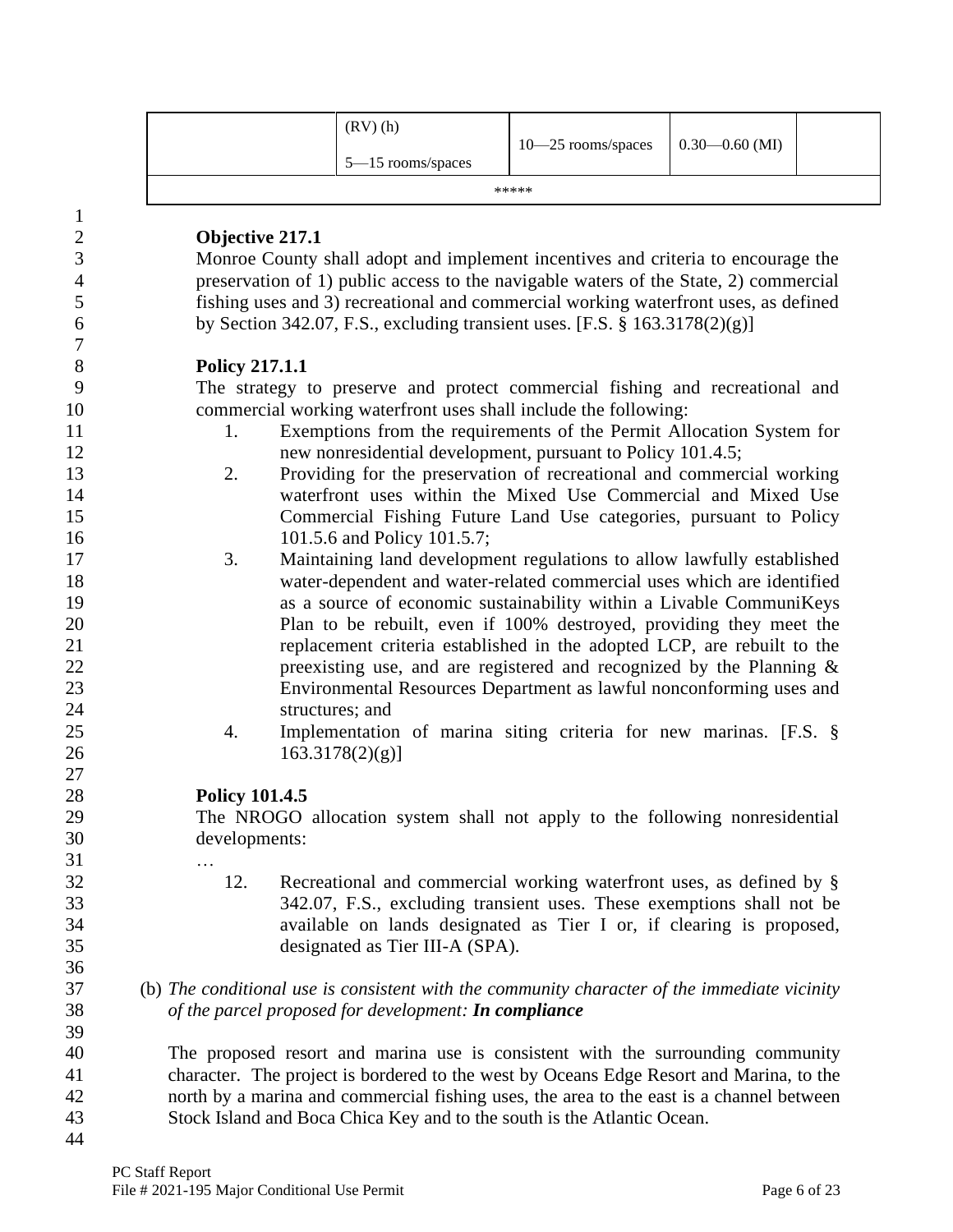| | (RV) (h)<br>5—15 rooms/spaces | 10—25 rooms/spaces | 0.30—0.60 (MI) | |
|---|---|---|---|---|
| ***** | | | | |

**Objective 217.1**

Monroe County shall adopt and implement incentives and criteria to encourage the preservation of 1) public access to the navigable waters of the State, 2) commercial fishing uses and 3) recreational and commercial working waterfront uses, as defined by Section 342.07, F.S., excluding transient uses. [F.S. § 163.3178(2)(g)]

**Policy 217.1.1**

The strategy to preserve and protect commercial fishing and recreational and commercial working waterfront uses shall include the following:

1. Exemptions from the requirements of the Permit Allocation System for new nonresidential development, pursuant to Policy 101.4.5;
2. Providing for the preservation of recreational and commercial working waterfront uses within the Mixed Use Commercial and Mixed Use Commercial Fishing Future Land Use categories, pursuant to Policy 101.5.6 and Policy 101.5.7;
3. Maintaining land development regulations to allow lawfully established water-dependent and water-related commercial uses which are identified as a source of economic sustainability within a Livable CommuniKeys Plan to be rebuilt, even if 100% destroyed, providing they meet the replacement criteria established in the adopted LCP, are rebuilt to the preexisting use, and are registered and recognized by the Planning & Environmental Resources Department as lawful nonconforming uses and structures; and
4. Implementation of marina siting criteria for new marinas. [F.S. § 163.3178(2)(g)]

**Policy 101.4.5**

The NROGO allocation system shall not apply to the following nonresidential developments:

…

12. Recreational and commercial working waterfront uses, as defined by § 342.07, F.S., excluding transient uses. These exemptions shall not be available on lands designated as Tier I or, if clearing is proposed, designated as Tier III-A (SPA).

(b) *The conditional use is consistent with the community character of the immediate vicinity of the parcel proposed for development:* ***In compliance***

The proposed resort and marina use is consistent with the surrounding community character. The project is bordered to the west by Oceans Edge Resort and Marina, to the north by a marina and commercial fishing uses, the area to the east is a channel between Stock Island and Boca Chica Key and to the south is the Atlantic Ocean.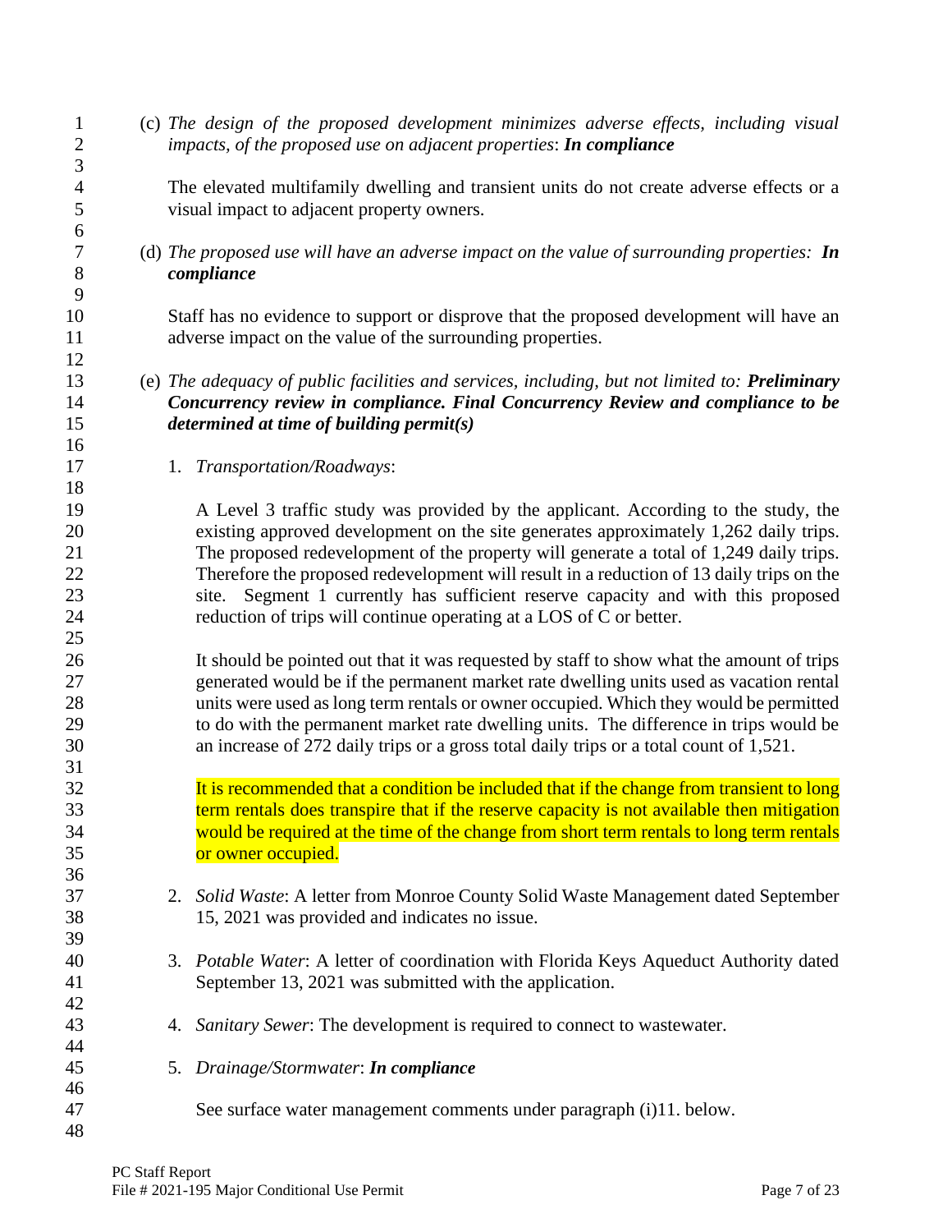(c) *The design of the proposed development minimizes adverse effects, including visual impacts, of the proposed use on adjacent properties*: ***In compliance***

The elevated multifamily dwelling and transient units do not create adverse effects or a visual impact to adjacent property owners.

(d) *The proposed use will have an adverse impact on the value of surrounding properties:* ***In compliance***

Staff has no evidence to support or disprove that the proposed development will have an adverse impact on the value of the surrounding properties.

(e) *The adequacy of public facilities and services, including, but not limited to:* ***Preliminary Concurrency review in compliance. Final Concurrency Review and compliance to be determined at time of building permit(s)***

1. *Transportation/Roadways*:

   A Level 3 traffic study was provided by the applicant. According to the study, the existing approved development on the site generates approximately 1,262 daily trips. The proposed redevelopment of the property will generate a total of 1,249 daily trips. Therefore the proposed redevelopment will result in a reduction of 13 daily trips on the site. Segment 1 currently has sufficient reserve capacity and with this proposed reduction of trips will continue operating at a LOS of C or better.

   It should be pointed out that it was requested by staff to show what the amount of trips generated would be if the permanent market rate dwelling units used as vacation rental units were used as long term rentals or owner occupied. Which they would be permitted to do with the permanent market rate dwelling units. The difference in trips would be an increase of 272 daily trips or a gross total daily trips or a total count of 1,521.

   It is recommended that a condition be included that if the change from transient to long term rentals does transpire that if the reserve capacity is not available then mitigation would be required at the time of the change from short term rentals to long term rentals or owner occupied.

2. *Solid Waste*: A letter from Monroe County Solid Waste Management dated September 15, 2021 was provided and indicates no issue.

3. *Potable Water*: A letter of coordination with Florida Keys Aqueduct Authority dated September 13, 2021 was submitted with the application.

4. *Sanitary Sewer*: The development is required to connect to wastewater.

5. *Drainage/Stormwater*: ***In compliance***

   See surface water management comments under paragraph (i)11. below.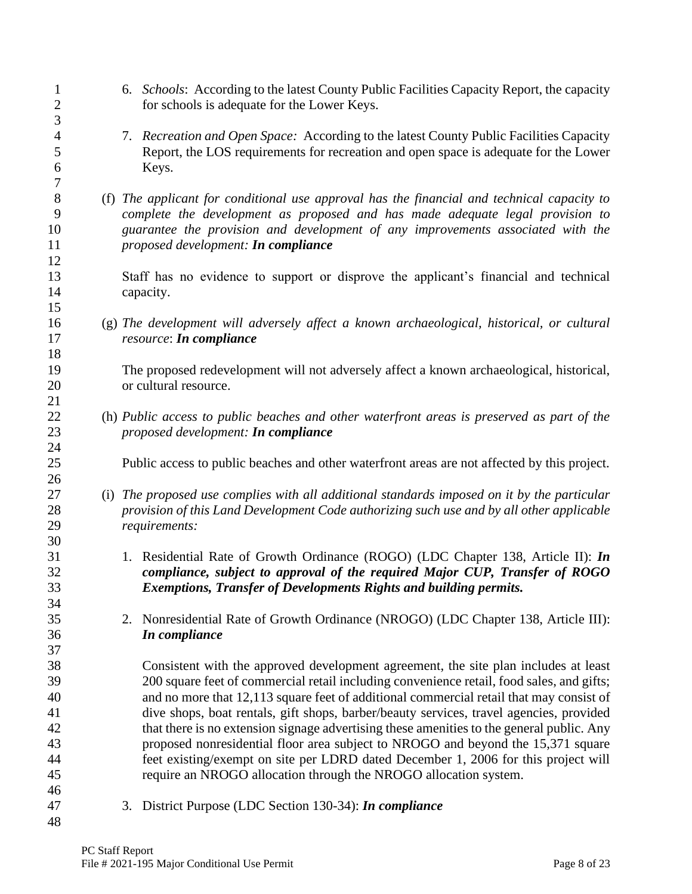6. *Schools*: According to the latest County Public Facilities Capacity Report, the capacity for schools is adequate for the Lower Keys.

7. *Recreation and Open Space:* According to the latest County Public Facilities Capacity Report, the LOS requirements for recreation and open space is adequate for the Lower Keys.

(f) *The applicant for conditional use approval has the financial and technical capacity to complete the development as proposed and has made adequate legal provision to guarantee the provision and development of any improvements associated with the proposed development: **In compliance***

Staff has no evidence to support or disprove the applicant's financial and technical capacity.

(g) *The development will adversely affect a known archaeological, historical, or cultural resource*: ***In compliance***

The proposed redevelopment will not adversely affect a known archaeological, historical, or cultural resource.

(h) *Public access to public beaches and other waterfront areas is preserved as part of the proposed development: **In compliance***

Public access to public beaches and other waterfront areas are not affected by this project.

(i) *The proposed use complies with all additional standards imposed on it by the particular provision of this Land Development Code authorizing such use and by all other applicable requirements:*

1. Residential Rate of Growth Ordinance (ROGO) (LDC Chapter 138, Article II): ***In compliance, subject to approval of the required Major CUP, Transfer of ROGO Exemptions, Transfer of Developments Rights and building permits.***

2. Nonresidential Rate of Growth Ordinance (NROGO) (LDC Chapter 138, Article III): ***In compliance***

   Consistent with the approved development agreement, the site plan includes at least 200 square feet of commercial retail including convenience retail, food sales, and gifts; and no more that 12,113 square feet of additional commercial retail that may consist of dive shops, boat rentals, gift shops, barber/beauty services, travel agencies, provided that there is no extension signage advertising these amenities to the general public. Any proposed nonresidential floor area subject to NROGO and beyond the 15,371 square feet existing/exempt on site per LDRD dated December 1, 2006 for this project will require an NROGO allocation through the NROGO allocation system.

3. District Purpose (LDC Section 130-34): ***In compliance***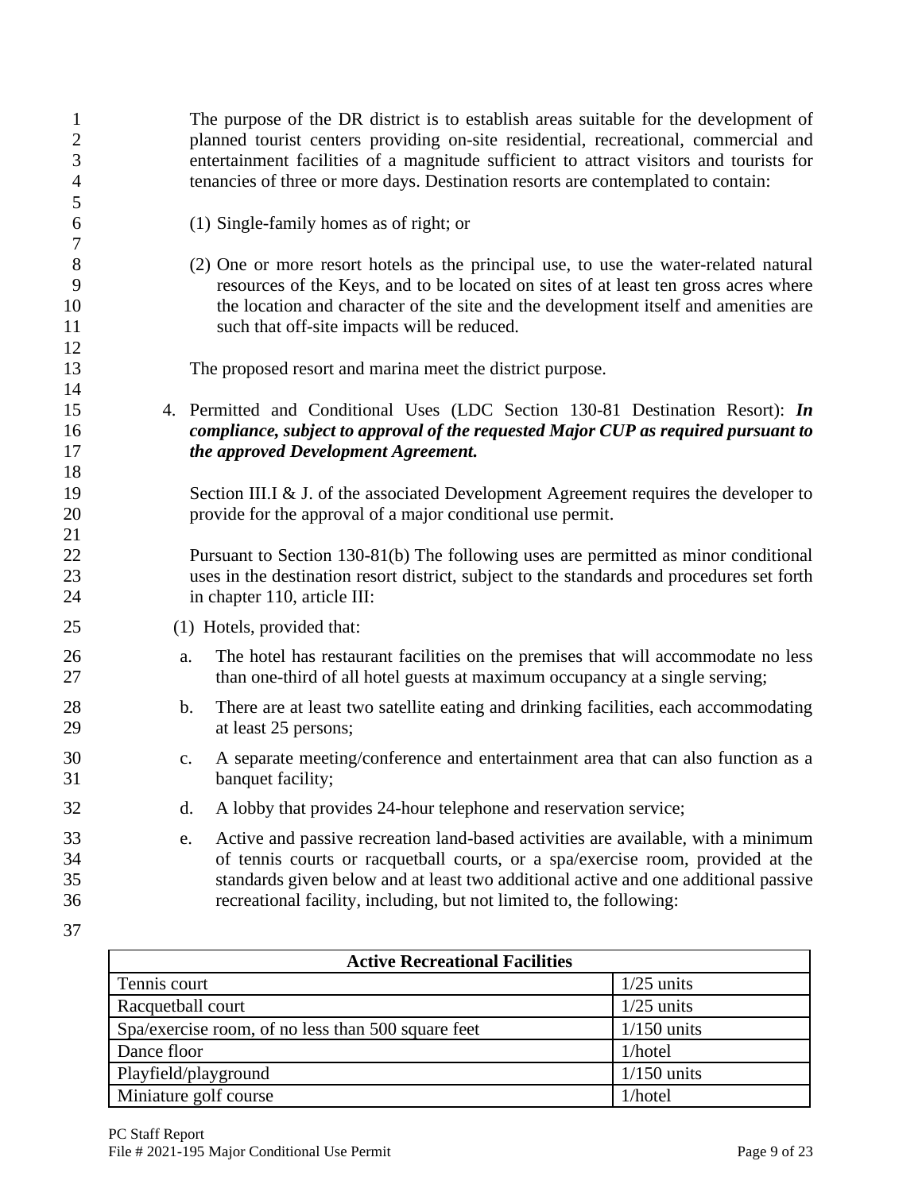The purpose of the DR district is to establish areas suitable for the development of planned tourist centers providing on-site residential, recreational, commercial and entertainment facilities of a magnitude sufficient to attract visitors and tourists for tenancies of three or more days. Destination resorts are contemplated to contain:

(1) Single-family homes as of right; or

(2) One or more resort hotels as the principal use, to use the water-related natural resources of the Keys, and to be located on sites of at least ten gross acres where the location and character of the site and the development itself and amenities are such that off-site impacts will be reduced.

The proposed resort and marina meet the district purpose.

4. Permitted and Conditional Uses (LDC Section 130-81 Destination Resort): ***In compliance, subject to approval of the requested Major CUP as required pursuant to the approved Development Agreement.***

   Section III.I & J. of the associated Development Agreement requires the developer to provide for the approval of a major conditional use permit.

   Pursuant to Section 130-81(b) The following uses are permitted as minor conditional uses in the destination resort district, subject to the standards and procedures set forth in chapter 110, article III:

   (1) Hotels, provided that:

   a. The hotel has restaurant facilities on the premises that will accommodate no less than one-third of all hotel guests at maximum occupancy at a single serving;

   b. There are at least two satellite eating and drinking facilities, each accommodating at least 25 persons;

   c. A separate meeting/conference and entertainment area that can also function as a banquet facility;

   d. A lobby that provides 24-hour telephone and reservation service;

   e. Active and passive recreation land-based activities are available, with a minimum of tennis courts or racquetball courts, or a spa/exercise room, provided at the standards given below and at least two additional active and one additional passive recreational facility, including, but not limited to, the following:

| Active Recreational Facilities | |
|---|---|
| Tennis court | 1/25 units |
| Racquetball court | 1/25 units |
| Spa/exercise room, of no less than 500 square feet | 1/150 units |
| Dance floor | 1/hotel |
| Playfield/playground | 1/150 units |
| Miniature golf course | 1/hotel |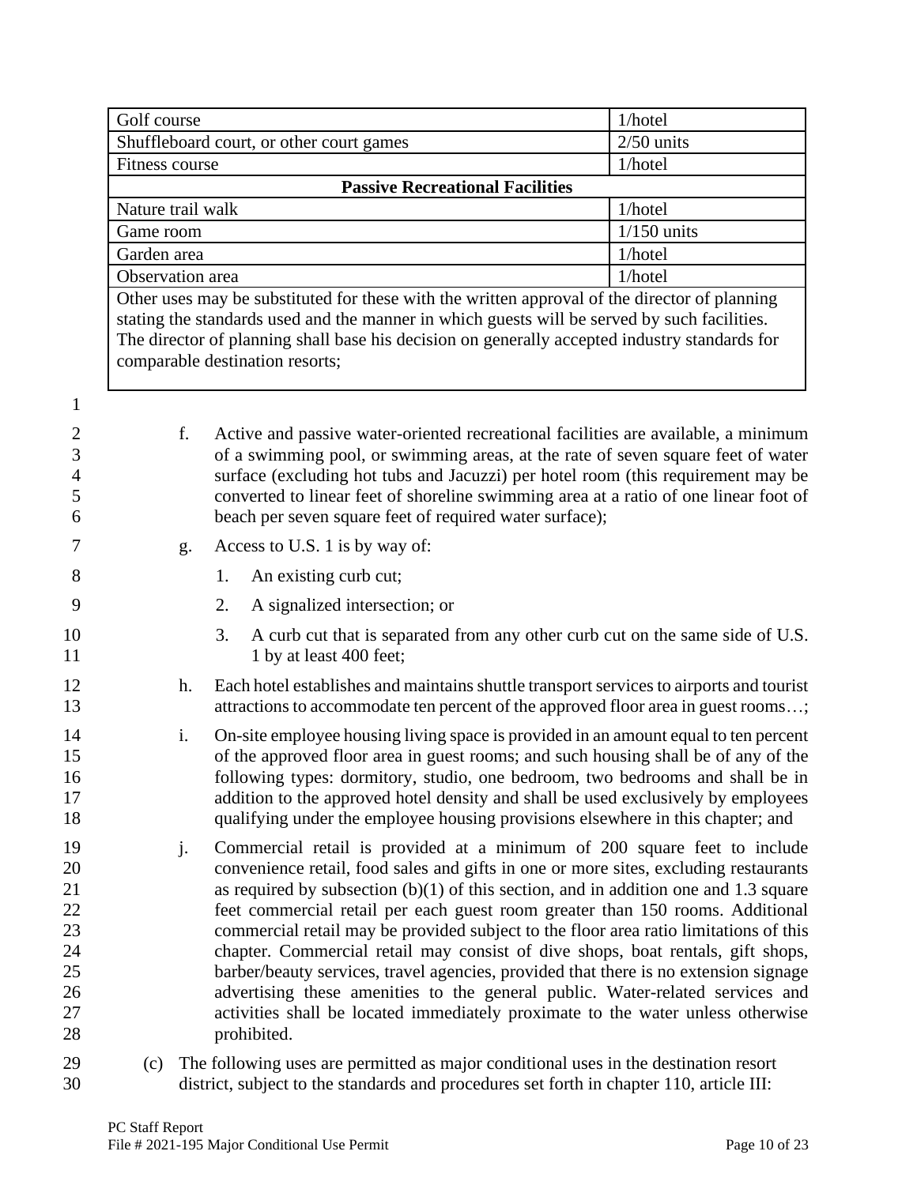| Golf course | 1/hotel |
| --- | --- |
| Shuffleboard court, or other court games | 2/50 units |
| Fitness course | 1/hotel |
| **Passive Recreational Facilities** | |
| Nature trail walk | 1/hotel |
| Game room | 1/150 units |
| Garden area | 1/hotel |
| Observation area | 1/hotel |
| Other uses may be substituted for these with the written approval of the director of planning stating the standards used and the manner in which guests will be served by such facilities. The director of planning shall base his decision on generally accepted industry standards for comparable destination resorts; | |

f. Active and passive water-oriented recreational facilities are available, a minimum of a swimming pool, or swimming areas, at the rate of seven square feet of water surface (excluding hot tubs and Jacuzzi) per hotel room (this requirement may be converted to linear feet of shoreline swimming area at a ratio of one linear foot of beach per seven square feet of required water surface);

g. Access to U.S. 1 is by way of:

1. An existing curb cut;
2. A signalized intersection; or
3. A curb cut that is separated from any other curb cut on the same side of U.S. 1 by at least 400 feet;

h. Each hotel establishes and maintains shuttle transport services to airports and tourist attractions to accommodate ten percent of the approved floor area in guest rooms…;

i. On-site employee housing living space is provided in an amount equal to ten percent of the approved floor area in guest rooms; and such housing shall be of any of the following types: dormitory, studio, one bedroom, two bedrooms and shall be in addition to the approved hotel density and shall be used exclusively by employees qualifying under the employee housing provisions elsewhere in this chapter; and

j. Commercial retail is provided at a minimum of 200 square feet to include convenience retail, food sales and gifts in one or more sites, excluding restaurants as required by subsection (b)(1) of this section, and in addition one and 1.3 square feet commercial retail per each guest room greater than 150 rooms. Additional commercial retail may be provided subject to the floor area ratio limitations of this chapter. Commercial retail may consist of dive shops, boat rentals, gift shops, barber/beauty services, travel agencies, provided that there is no extension signage advertising these amenities to the general public. Water-related services and activities shall be located immediately proximate to the water unless otherwise prohibited.

(c) The following uses are permitted as major conditional uses in the destination resort district, subject to the standards and procedures set forth in chapter 110, article III: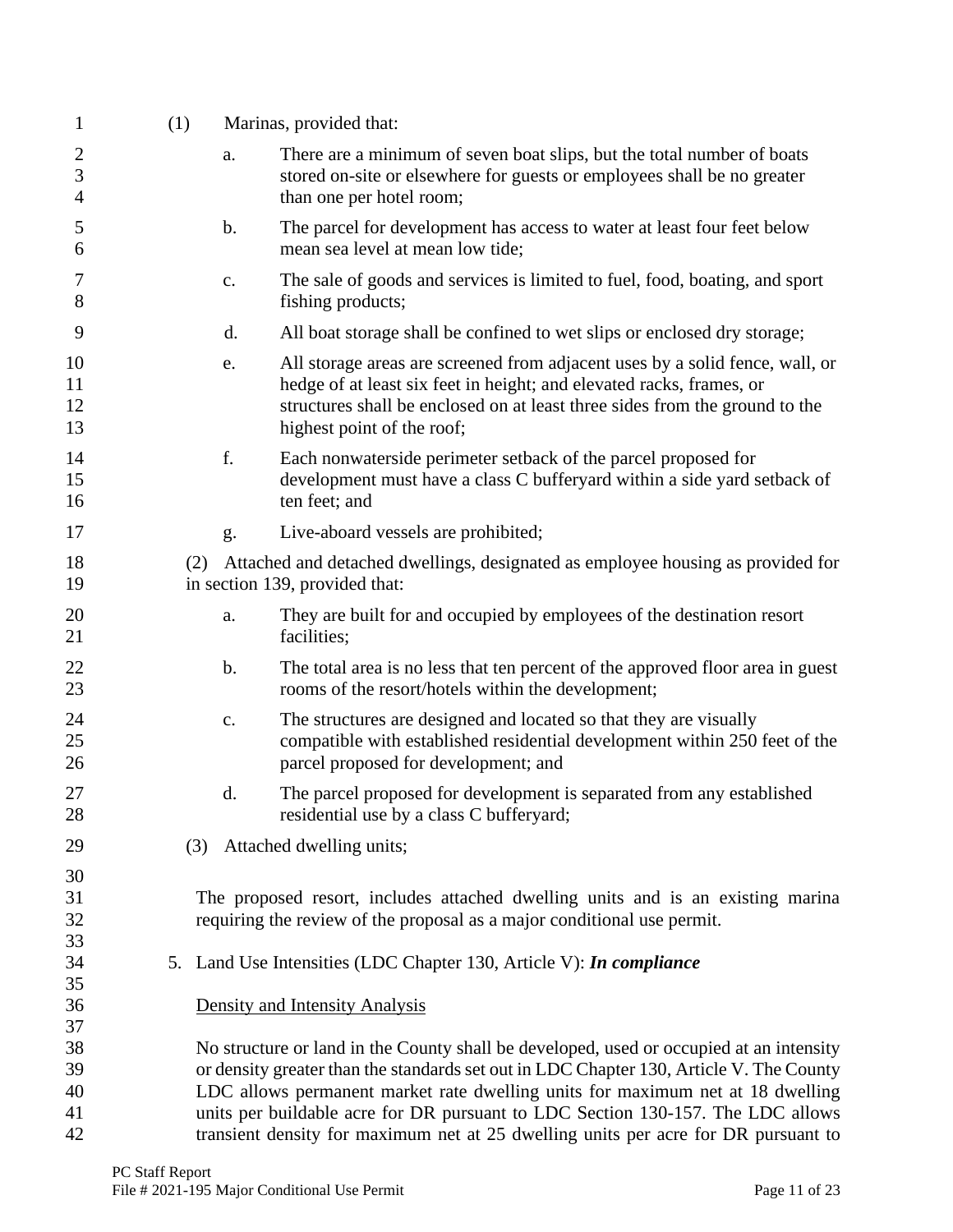(1) Marinas, provided that:

a. There are a minimum of seven boat slips, but the total number of boats stored on-site or elsewhere for guests or employees shall be no greater than one per hotel room;

b. The parcel for development has access to water at least four feet below mean sea level at mean low tide;

c. The sale of goods and services is limited to fuel, food, boating, and sport fishing products;

d. All boat storage shall be confined to wet slips or enclosed dry storage;

e. All storage areas are screened from adjacent uses by a solid fence, wall, or hedge of at least six feet in height; and elevated racks, frames, or structures shall be enclosed on at least three sides from the ground to the highest point of the roof;

f. Each nonwaterside perimeter setback of the parcel proposed for development must have a class C bufferyard within a side yard setback of ten feet; and

g. Live-aboard vessels are prohibited;

(2) Attached and detached dwellings, designated as employee housing as provided for in section 139, provided that:

a. They are built for and occupied by employees of the destination resort facilities;

b. The total area is no less that ten percent of the approved floor area in guest rooms of the resort/hotels within the development;

c. The structures are designed and located so that they are visually compatible with established residential development within 250 feet of the parcel proposed for development; and

d. The parcel proposed for development is separated from any established residential use by a class C bufferyard;

(3) Attached dwelling units;

The proposed resort, includes attached dwelling units and is an existing marina requiring the review of the proposal as a major conditional use permit.

5. Land Use Intensities (LDC Chapter 130, Article V): ***In compliance***

<u>Density and Intensity Analysis</u>

No structure or land in the County shall be developed, used or occupied at an intensity or density greater than the standards set out in LDC Chapter 130, Article V. The County LDC allows permanent market rate dwelling units for maximum net at 18 dwelling units per buildable acre for DR pursuant to LDC Section 130-157. The LDC allows transient density for maximum net at 25 dwelling units per acre for DR pursuant to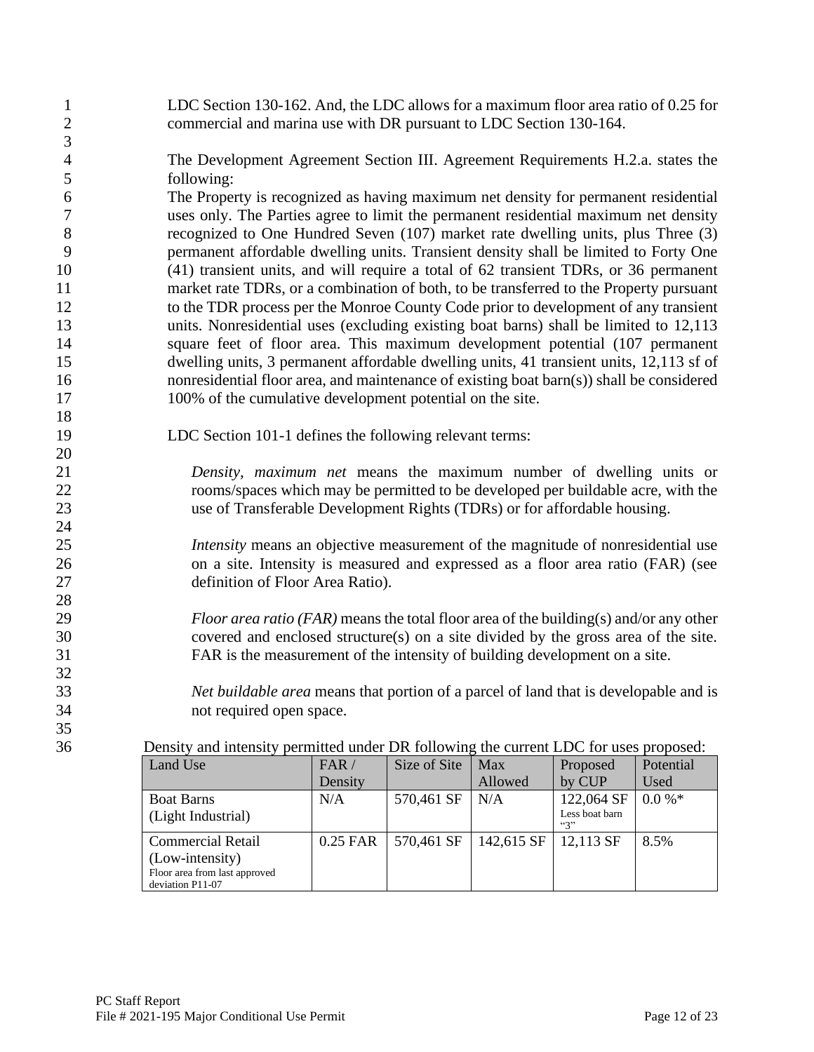LDC Section 130-162. And, the LDC allows for a maximum floor area ratio of 0.25 for commercial and marina use with DR pursuant to LDC Section 130-164.

The Development Agreement Section III. Agreement Requirements H.2.a. states the following:

The Property is recognized as having maximum net density for permanent residential uses only. The Parties agree to limit the permanent residential maximum net density recognized to One Hundred Seven (107) market rate dwelling units, plus Three (3) permanent affordable dwelling units. Transient density shall be limited to Forty One (41) transient units, and will require a total of 62 transient TDRs, or 36 permanent market rate TDRs, or a combination of both, to be transferred to the Property pursuant to the TDR process per the Monroe County Code prior to development of any transient units. Nonresidential uses (excluding existing boat barns) shall be limited to 12,113 square feet of floor area. This maximum development potential (107 permanent dwelling units, 3 permanent affordable dwelling units, 41 transient units, 12,113 sf of nonresidential floor area, and maintenance of existing boat barn(s)) shall be considered 100% of the cumulative development potential on the site.

LDC Section 101-1 defines the following relevant terms:

> *Density, maximum net* means the maximum number of dwelling units or rooms/spaces which may be permitted to be developed per buildable acre, with the use of Transferable Development Rights (TDRs) or for affordable housing.
>
> *Intensity* means an objective measurement of the magnitude of nonresidential use on a site. Intensity is measured and expressed as a floor area ratio (FAR) (see definition of Floor Area Ratio).
>
> *Floor area ratio (FAR)* means the total floor area of the building(s) and/or any other covered and enclosed structure(s) on a site divided by the gross area of the site. FAR is the measurement of the intensity of building development on a site.
>
> *Net buildable area* means that portion of a parcel of land that is developable and is not required open space.

Density and intensity permitted under DR following the current LDC for uses proposed:

| Land Use | FAR / Density | Size of Site | Max Allowed | Proposed by CUP | Potential Used |
|---|---|---|---|---|---|
| Boat Barns (Light Industrial) | N/A | 570,461 SF | N/A | 122,064 SF Less boat barn "3" | 0.0 %* |
| Commercial Retail (Low-intensity) Floor area from last approved deviation P11-07 | 0.25 FAR | 570,461 SF | 142,615 SF | 12,113 SF | 8.5% |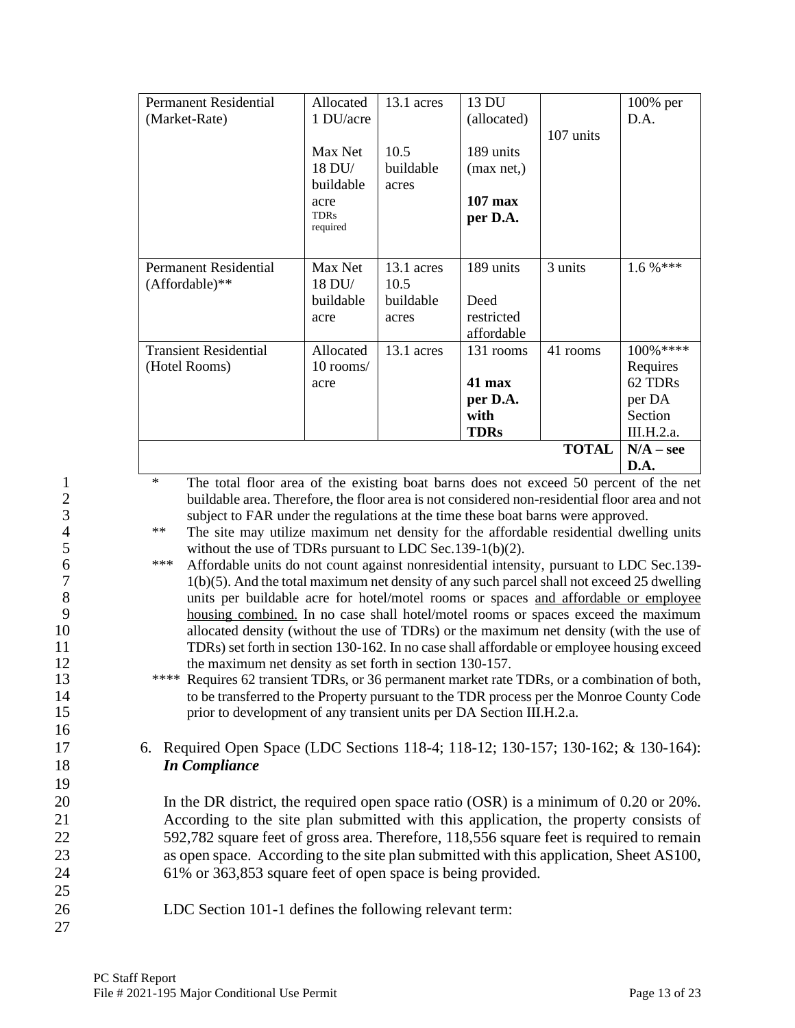| | | | | | |
|---|---|---|---|---|---|
| Permanent Residential (Market-Rate) | Allocated 1 DU/acre<br><br>Max Net 18 DU/ buildable acre TDRs required | 13.1 acres<br><br>10.5 buildable acres | 13 DU (allocated)<br><br>189 units (max net,)<br><br>**107 max per D.A.** | 107 units | 100% per D.A. |
| Permanent Residential (Affordable)** | Max Net 18 DU/ buildable acre | 13.1 acres 10.5 buildable acres | 189 units<br><br>Deed restricted affordable | 3 units | 1.6 %*** |
| Transient Residential (Hotel Rooms) | Allocated 10 rooms/ acre | 13.1 acres | 131 rooms<br><br>**41 max per D.A. with TDRs** | 41 rooms | 100%**** Requires 62 TDRs per DA Section III.H.2.a. |
| | | | | **TOTAL** | **N/A – see D.A.** |

\* The total floor area of the existing boat barns does not exceed 50 percent of the net buildable area. Therefore, the floor area is not considered non-residential floor area and not subject to FAR under the regulations at the time these boat barns were approved.

** The site may utilize maximum net density for the affordable residential dwelling units without the use of TDRs pursuant to LDC Sec.139-1(b)(2).

*** Affordable units do not count against nonresidential intensity, pursuant to LDC Sec.139-1(b)(5). And the total maximum net density of any such parcel shall not exceed 25 dwelling units per buildable acre for hotel/motel rooms or spaces <u>and affordable or employee housing combined.</u> In no case shall hotel/motel rooms or spaces exceed the maximum allocated density (without the use of TDRs) or the maximum net density (with the use of TDRs) set forth in section 130-162. In no case shall affordable or employee housing exceed the maximum net density as set forth in section 130-157.

**** Requires 62 transient TDRs, or 36 permanent market rate TDRs, or a combination of both, to be transferred to the Property pursuant to the TDR process per the Monroe County Code prior to development of any transient units per DA Section III.H.2.a.

6. Required Open Space (LDC Sections 118-4; 118-12; 130-157; 130-162; & 130-164): ***In Compliance***

   In the DR district, the required open space ratio (OSR) is a minimum of 0.20 or 20%. According to the site plan submitted with this application, the property consists of 592,782 square feet of gross area. Therefore, 118,556 square feet is required to remain as open space. According to the site plan submitted with this application, Sheet AS100, 61% or 363,853 square feet of open space is being provided.

   LDC Section 101-1 defines the following relevant term: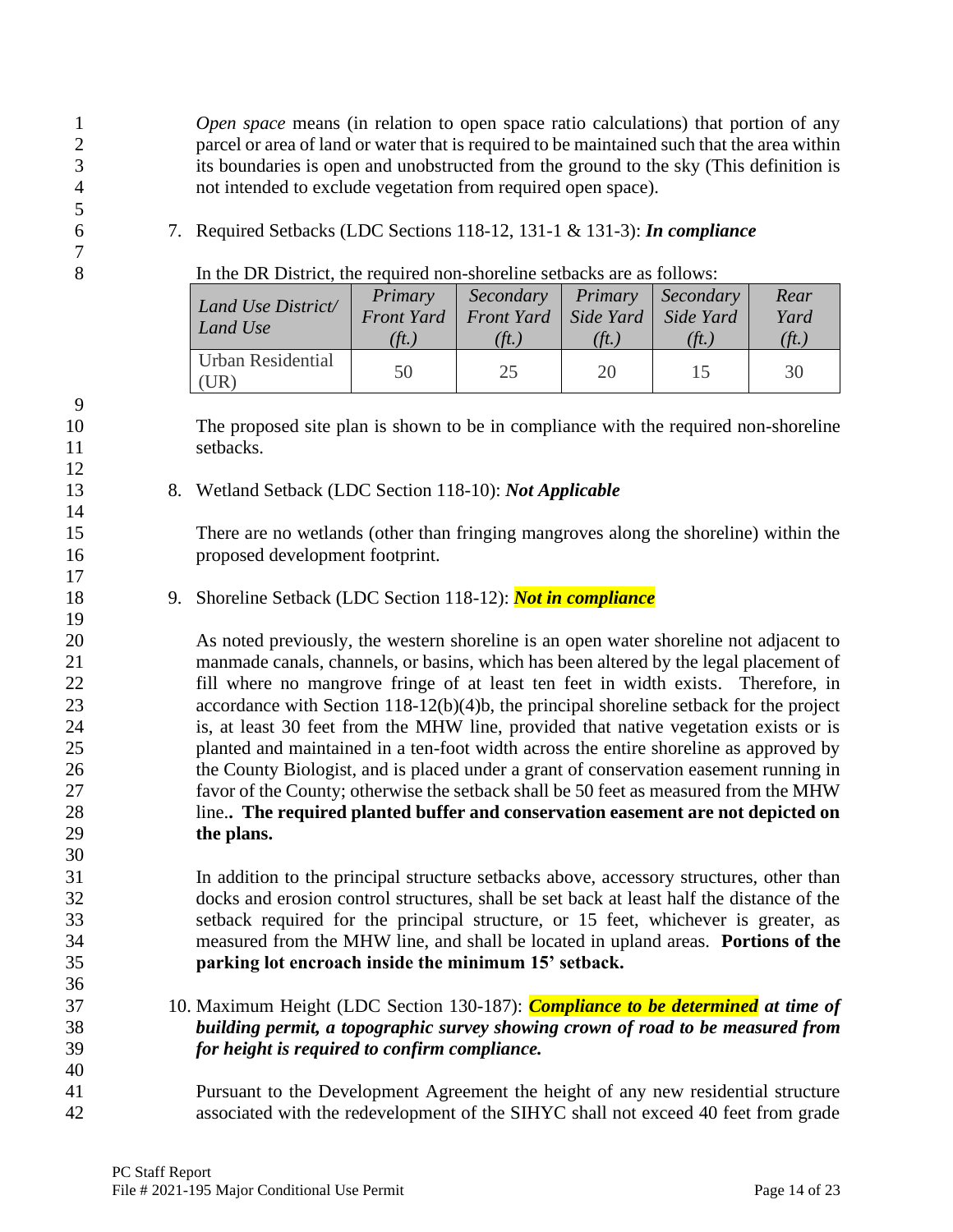*Open space* means (in relation to open space ratio calculations) that portion of any parcel or area of land or water that is required to be maintained such that the area within its boundaries is open and unobstructed from the ground to the sky (This definition is not intended to exclude vegetation from required open space).

7. Required Setbacks (LDC Sections 118-12, 131-1 & 131-3): ***In compliance***

   In the DR District, the required non-shoreline setbacks are as follows:

   | *Land Use District/ Land Use* | *Primary Front Yard (ft.)* | *Secondary Front Yard (ft.)* | *Primary Side Yard (ft.)* | *Secondary Side Yard (ft.)* | *Rear Yard (ft.)* |
   |---|---|---|---|---|---|
   | Urban Residential (UR) | 50 | 25 | 20 | 15 | 30 |

   The proposed site plan is shown to be in compliance with the required non-shoreline setbacks.

8. Wetland Setback (LDC Section 118-10): ***Not Applicable***

   There are no wetlands (other than fringing mangroves along the shoreline) within the proposed development footprint.

9. Shoreline Setback (LDC Section 118-12): ***Not in compliance***

   As noted previously, the western shoreline is an open water shoreline not adjacent to manmade canals, channels, or basins, which has been altered by the legal placement of fill where no mangrove fringe of at least ten feet in width exists. Therefore, in accordance with Section 118-12(b)(4)b, the principal shoreline setback for the project is, at least 30 feet from the MHW line, provided that native vegetation exists or is planted and maintained in a ten-foot width across the entire shoreline as approved by the County Biologist, and is placed under a grant of conservation easement running in favor of the County; otherwise the setback shall be 50 feet as measured from the MHW line.. **The required planted buffer and conservation easement are not depicted on the plans.**

   In addition to the principal structure setbacks above, accessory structures, other than docks and erosion control structures, shall be set back at least half the distance of the setback required for the principal structure, or 15 feet, whichever is greater, as measured from the MHW line, and shall be located in upland areas. **Portions of the parking lot encroach inside the minimum 15' setback.**

10. Maximum Height (LDC Section 130-187): ***Compliance to be determined at time of building permit, a topographic survey showing crown of road to be measured from for height is required to confirm compliance.***

    Pursuant to the Development Agreement the height of any new residential structure associated with the redevelopment of the SIHYC shall not exceed 40 feet from grade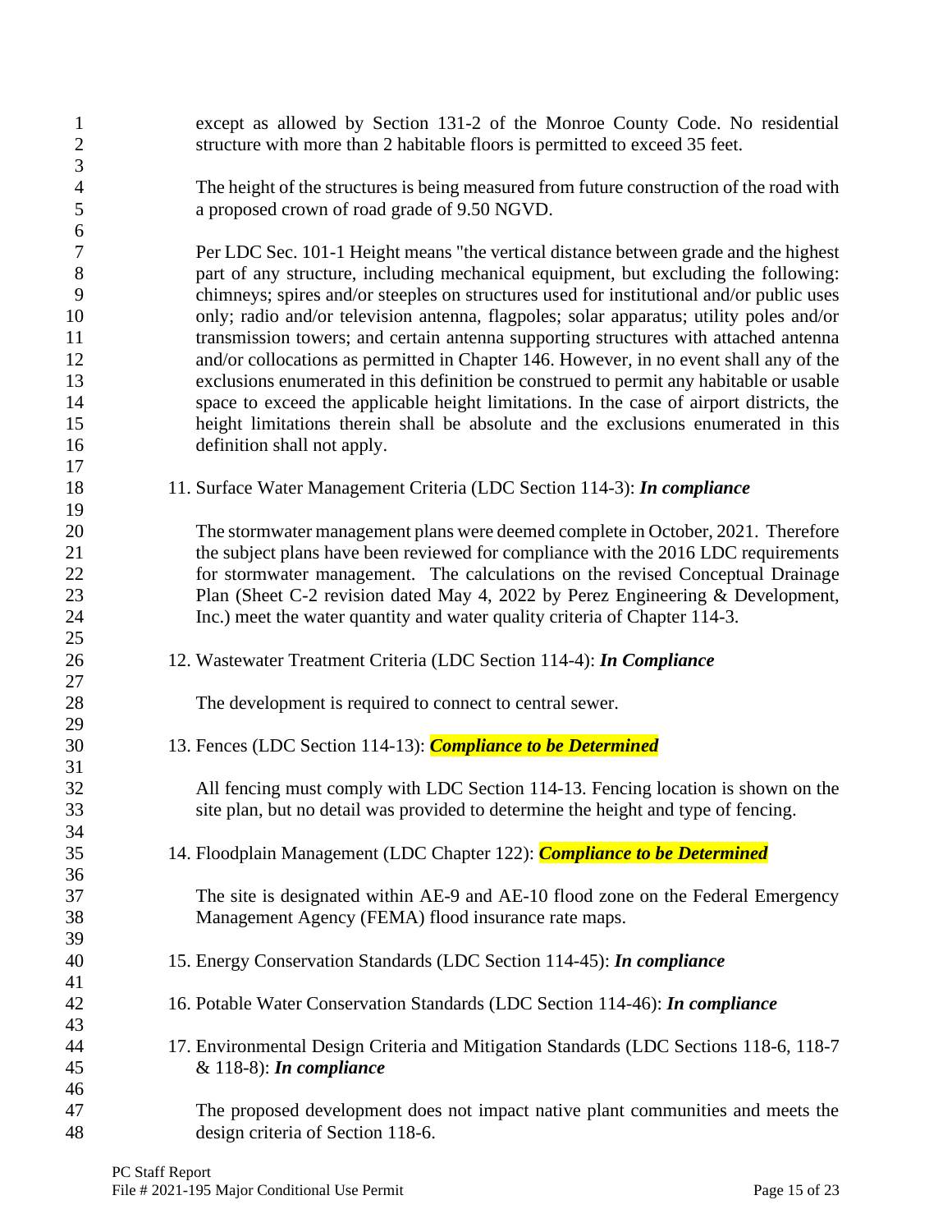except as allowed by Section 131-2 of the Monroe County Code. No residential structure with more than 2 habitable floors is permitted to exceed 35 feet.

The height of the structures is being measured from future construction of the road with a proposed crown of road grade of 9.50 NGVD.

Per LDC Sec. 101-1 Height means "the vertical distance between grade and the highest part of any structure, including mechanical equipment, but excluding the following: chimneys; spires and/or steeples on structures used for institutional and/or public uses only; radio and/or television antenna, flagpoles; solar apparatus; utility poles and/or transmission towers; and certain antenna supporting structures with attached antenna and/or collocations as permitted in Chapter 146. However, in no event shall any of the exclusions enumerated in this definition be construed to permit any habitable or usable space to exceed the applicable height limitations. In the case of airport districts, the height limitations therein shall be absolute and the exclusions enumerated in this definition shall not apply.

11. Surface Water Management Criteria (LDC Section 114-3): ***In compliance***

    The stormwater management plans were deemed complete in October, 2021. Therefore the subject plans have been reviewed for compliance with the 2016 LDC requirements for stormwater management. The calculations on the revised Conceptual Drainage Plan (Sheet C-2 revision dated May 4, 2022 by Perez Engineering & Development, Inc.) meet the water quantity and water quality criteria of Chapter 114-3.

12. Wastewater Treatment Criteria (LDC Section 114-4): ***In Compliance***

    The development is required to connect to central sewer.

13. Fences (LDC Section 114-13): ***Compliance to be Determined***

    All fencing must comply with LDC Section 114-13. Fencing location is shown on the site plan, but no detail was provided to determine the height and type of fencing.

14. Floodplain Management (LDC Chapter 122): ***Compliance to be Determined***

    The site is designated within AE-9 and AE-10 flood zone on the Federal Emergency Management Agency (FEMA) flood insurance rate maps.

15. Energy Conservation Standards (LDC Section 114-45): ***In compliance***

16. Potable Water Conservation Standards (LDC Section 114-46): ***In compliance***

17. Environmental Design Criteria and Mitigation Standards (LDC Sections 118-6, 118-7 & 118-8): ***In compliance***

    The proposed development does not impact native plant communities and meets the design criteria of Section 118-6.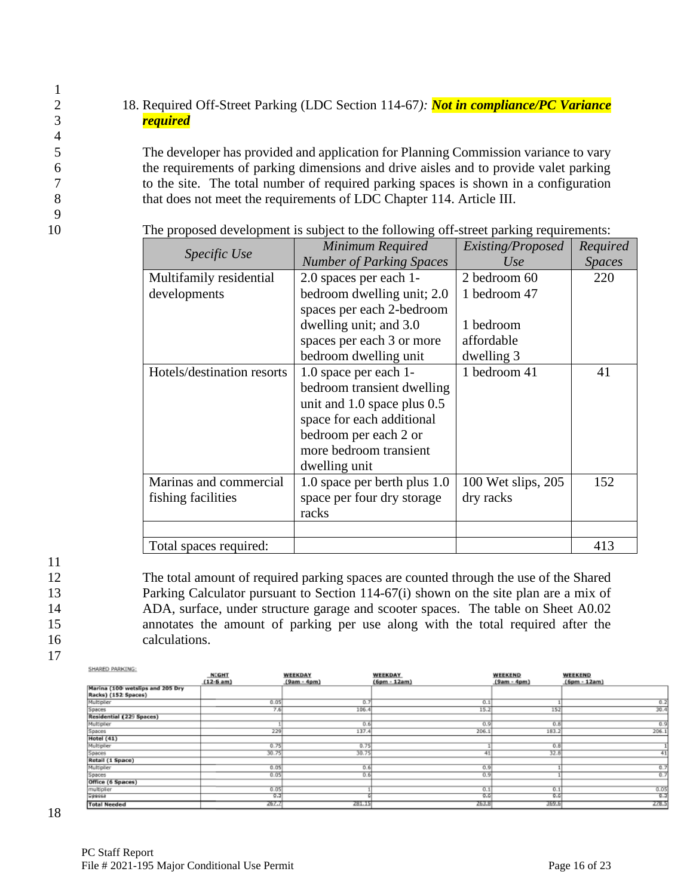18. Required Off-Street Parking (LDC Section 114-67*): **Not in compliance/PC Variance required***

The developer has provided and application for Planning Commission variance to vary the requirements of parking dimensions and drive aisles and to provide valet parking to the site. The total number of required parking spaces is shown in a configuration that does not meet the requirements of LDC Chapter 114. Article III.

The proposed development is subject to the following off-street parking requirements:

| *Specific Use* | *Minimum Required Number of Parking Spaces* | *Existing/Proposed Use* | *Required Spaces* |
|---|---|---|---|
| Multifamily residential developments | 2.0 spaces per each 1-bedroom dwelling unit; 2.0 spaces per each 2-bedroom dwelling unit; and 3.0 spaces per each 3 or more bedroom dwelling unit | 2 bedroom 60<br>1 bedroom 47<br><br>1 bedroom affordable dwelling 3 | 220 |
| Hotels/destination resorts | 1.0 space per each 1-bedroom transient dwelling unit and 1.0 space plus 0.5 space for each additional bedroom per each 2 or more bedroom transient dwelling unit | 1 bedroom 41 | 41 |
| Marinas and commercial fishing facilities | 1.0 space per berth plus 1.0 space per four dry storage racks | 100 Wet slips, 205 dry racks | 152 |
| | | | |
| Total spaces required: | | | 413 |

The total amount of required parking spaces are counted through the use of the Shared Parking Calculator pursuant to Section 114-67(i) shown on the site plan are a mix of ADA, surface, under structure garage and scooter spaces. The table on Sheet A0.02 annotates the amount of parking per use along with the total required after the calculations.

SHARED PARKING:

| | NIGHT (12-6 am) | WEEKDAY (9am - 4pm) | WEEKDAY (6pm - 12am) | WEEKEND (9am - 4pm) | WEEKEND (6pm - 12am) |
|---|---|---|---|---|---|
| **Marina (100 wetslips and 205 Dry Racks) (152 Spaces)** | | | | | |
| Multiplier | 0.05 | 0.7 | 0.1 | 1 | 0.2 |
| Spaces | 7.6 | 106.4 | 15.2 | 152 | 30.4 |
| **Residential (229 Spaces)** | | | | | |
| Multiplier | 1 | 0.6 | 0.9 | 0.8 | 0.9 |
| Spaces | 229 | 137.4 | 206.1 | 183.2 | 206.1 |
| **Hotel (41)** | | | | | |
| Multiplier | 0.75 | 0.75 | 1 | 0.8 | 1 |
| Spaces | 30.75 | 30.75 | 41 | 32.8 | 41 |
| **Retail (1 Space)** | | | | | |
| Multiplier | 0.05 | 0.6 | 0.9 | 1 | 0.7 |
| Spaces | 0.05 | 0.6 | 0.9 | 1 | 0.7 |
| **Office (6 Spaces)** | | | | | |
| multiplier | 0.05 | 1 | 0.1 | 0.1 | 0.05 |
| Spaces | 0.3 | 6 | 0.6 | 0.6 | 0.3 |
| **Total Needed** | 267.7 | 281.15 | 263.8 | 369.6 | 278.5 |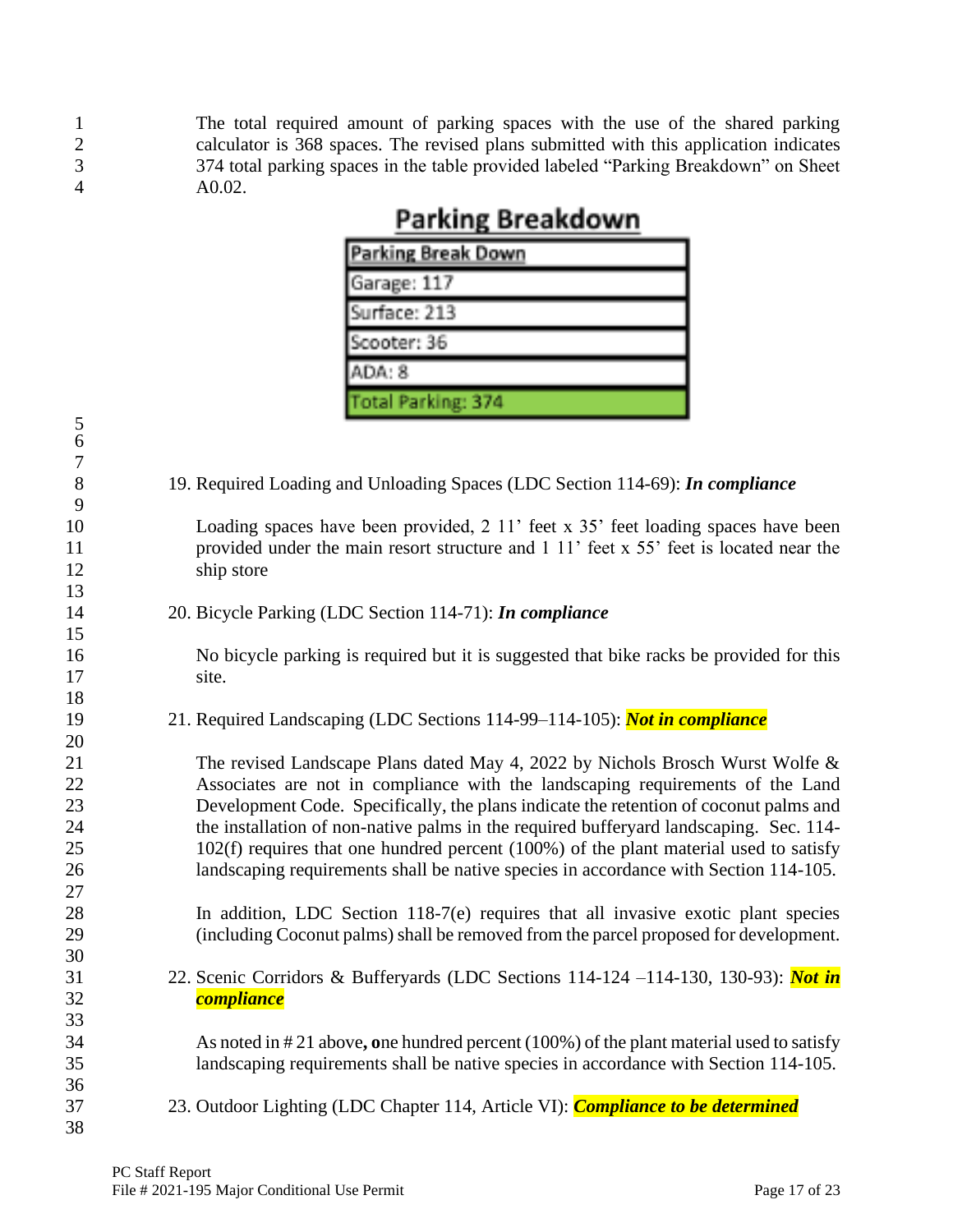The total required amount of parking spaces with the use of the shared parking calculator is 368 spaces. The revised plans submitted with this application indicates 374 total parking spaces in the table provided labeled "Parking Breakdown" on Sheet A0.02.

**Parking Breakdown**

| Parking Break Down |
|---|
| Garage: 117 |
| Surface: 213 |
| Scooter: 36 |
| ADA: 8 |
| Total Parking: 374 |

19. Required Loading and Unloading Spaces (LDC Section 114-69): ***In compliance***

    Loading spaces have been provided, 2 11' feet x 35' feet loading spaces have been provided under the main resort structure and 1 11' feet x 55' feet is located near the ship store

20. Bicycle Parking (LDC Section 114-71): ***In compliance***

    No bicycle parking is required but it is suggested that bike racks be provided for this site.

21. Required Landscaping (LDC Sections 114-99–114-105): ***Not in compliance***

    The revised Landscape Plans dated May 4, 2022 by Nichols Brosch Wurst Wolfe & Associates are not in compliance with the landscaping requirements of the Land Development Code. Specifically, the plans indicate the retention of coconut palms and the installation of non-native palms in the required bufferyard landscaping. Sec. 114-102(f) requires that one hundred percent (100%) of the plant material used to satisfy landscaping requirements shall be native species in accordance with Section 114-105.

    In addition, LDC Section 118-7(e) requires that all invasive exotic plant species (including Coconut palms) shall be removed from the parcel proposed for development.

22. Scenic Corridors & Bufferyards (LDC Sections 114-124 –114-130, 130-93): ***Not in compliance***

    As noted in # 21 above**, o**ne hundred percent (100%) of the plant material used to satisfy landscaping requirements shall be native species in accordance with Section 114-105.

23. Outdoor Lighting (LDC Chapter 114, Article VI): ***Compliance to be determined***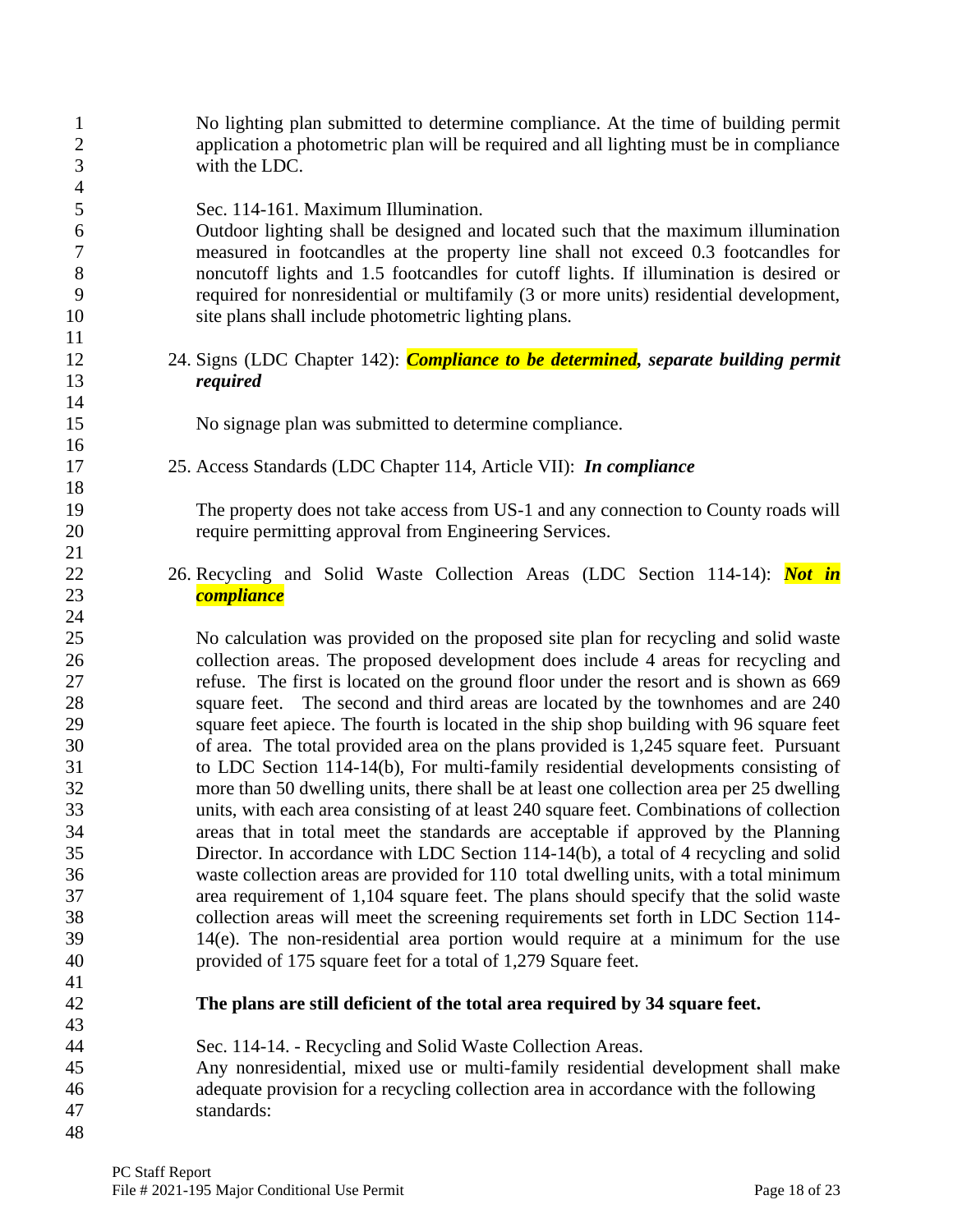No lighting plan submitted to determine compliance. At the time of building permit application a photometric plan will be required and all lighting must be in compliance with the LDC.

Sec. 114-161. Maximum Illumination.
Outdoor lighting shall be designed and located such that the maximum illumination measured in footcandles at the property line shall not exceed 0.3 footcandles for noncutoff lights and 1.5 footcandles for cutoff lights. If illumination is desired or required for nonresidential or multifamily (3 or more units) residential development, site plans shall include photometric lighting plans.

24. Signs (LDC Chapter 142): ***Compliance to be determined, separate building permit required***

No signage plan was submitted to determine compliance.

25. Access Standards (LDC Chapter 114, Article VII): ***In compliance***

The property does not take access from US-1 and any connection to County roads will require permitting approval from Engineering Services.

26. Recycling and Solid Waste Collection Areas (LDC Section 114-14): ***Not in compliance***

No calculation was provided on the proposed site plan for recycling and solid waste collection areas. The proposed development does include 4 areas for recycling and refuse. The first is located on the ground floor under the resort and is shown as 669 square feet. The second and third areas are located by the townhomes and are 240 square feet apiece. The fourth is located in the ship shop building with 96 square feet of area. The total provided area on the plans provided is 1,245 square feet. Pursuant to LDC Section 114-14(b), For multi-family residential developments consisting of more than 50 dwelling units, there shall be at least one collection area per 25 dwelling units, with each area consisting of at least 240 square feet. Combinations of collection areas that in total meet the standards are acceptable if approved by the Planning Director. In accordance with LDC Section 114-14(b), a total of 4 recycling and solid waste collection areas are provided for 110 total dwelling units, with a total minimum area requirement of 1,104 square feet. The plans should specify that the solid waste collection areas will meet the screening requirements set forth in LDC Section 114-14(e). The non-residential area portion would require at a minimum for the use provided of 175 square feet for a total of 1,279 Square feet.

**The plans are still deficient of the total area required by 34 square feet.**

Sec. 114-14. - Recycling and Solid Waste Collection Areas.
Any nonresidential, mixed use or multi-family residential development shall make adequate provision for a recycling collection area in accordance with the following standards: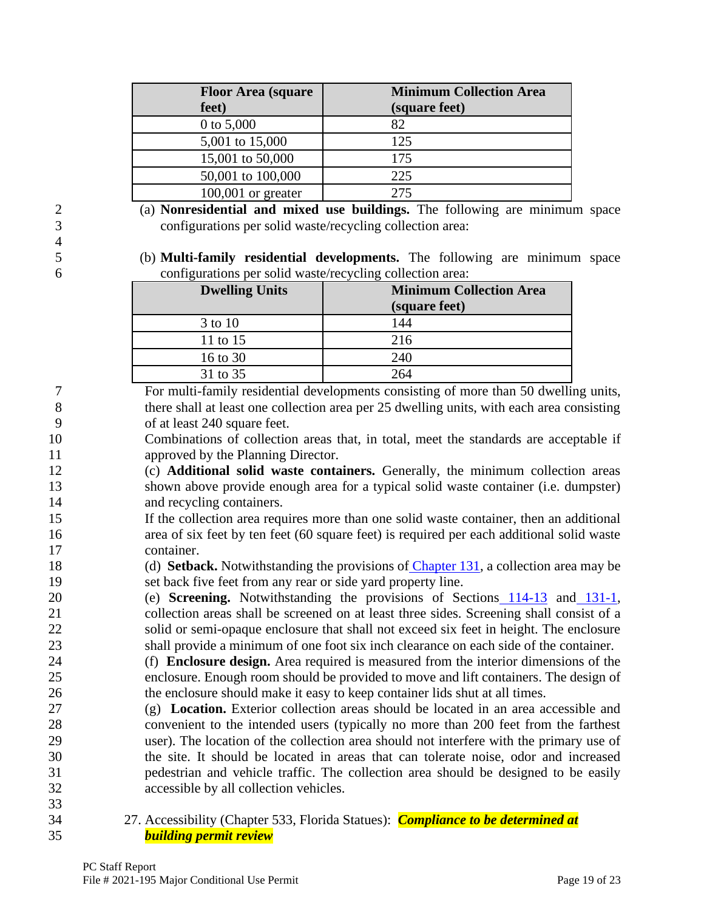| Floor Area (square feet) | Minimum Collection Area (square feet) |
| --- | --- |
| 0 to 5,000 | 82 |
| 5,001 to 15,000 | 125 |
| 15,001 to 50,000 | 175 |
| 50,001 to 100,000 | 225 |
| 100,001 or greater | 275 |

(a) **Nonresidential and mixed use buildings.** The following are minimum space configurations per solid waste/recycling collection area:

(b) **Multi-family residential developments.** The following are minimum space configurations per solid waste/recycling collection area:

| Dwelling Units | Minimum Collection Area (square feet) |
| --- | --- |
| 3 to 10 | 144 |
| 11 to 15 | 216 |
| 16 to 30 | 240 |
| 31 to 35 | 264 |

For multi-family residential developments consisting of more than 50 dwelling units, there shall at least one collection area per 25 dwelling units, with each area consisting of at least 240 square feet.

Combinations of collection areas that, in total, meet the standards are acceptable if approved by the Planning Director.

(c) **Additional solid waste containers.** Generally, the minimum collection areas shown above provide enough area for a typical solid waste container (i.e. dumpster) and recycling containers.

If the collection area requires more than one solid waste container, then an additional area of six feet by ten feet (60 square feet) is required per each additional solid waste container.

(d) **Setback.** Notwithstanding the provisions of Chapter 131, a collection area may be set back five feet from any rear or side yard property line.

(e) **Screening.** Notwithstanding the provisions of Sections 114-13 and 131-1, collection areas shall be screened on at least three sides. Screening shall consist of a solid or semi-opaque enclosure that shall not exceed six feet in height. The enclosure shall provide a minimum of one foot six inch clearance on each side of the container.

(f) **Enclosure design.** Area required is measured from the interior dimensions of the enclosure. Enough room should be provided to move and lift containers. The design of the enclosure should make it easy to keep container lids shut at all times.

(g) **Location.** Exterior collection areas should be located in an area accessible and convenient to the intended users (typically no more than 200 feet from the farthest user). The location of the collection area should not interfere with the primary use of the site. It should be located in areas that can tolerate noise, odor and increased pedestrian and vehicle traffic. The collection area should be designed to be easily accessible by all collection vehicles.

27. Accessibility (Chapter 533, Florida Statues): ***Compliance to be determined at building permit review***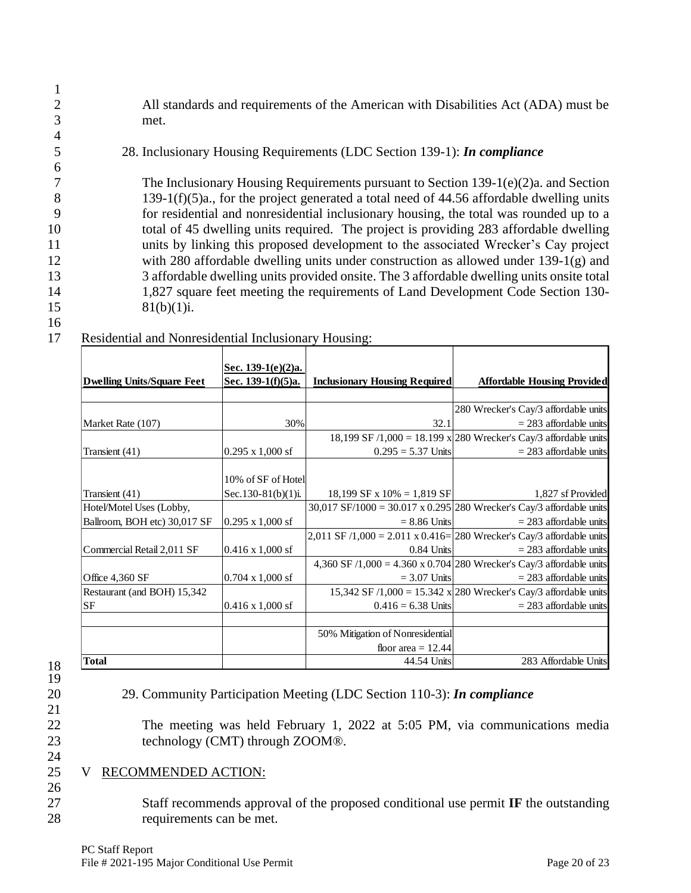All standards and requirements of the American with Disabilities Act (ADA) must be met.

28. Inclusionary Housing Requirements (LDC Section 139-1): ***In compliance***

The Inclusionary Housing Requirements pursuant to Section 139-1(e)(2)a. and Section 139-1(f)(5)a., for the project generated a total need of 44.56 affordable dwelling units for residential and nonresidential inclusionary housing, the total was rounded up to a total of 45 dwelling units required. The project is providing 283 affordable dwelling units by linking this proposed development to the associated Wrecker's Cay project with 280 affordable dwelling units under construction as allowed under 139-1(g) and 3 affordable dwelling units provided onsite. The 3 affordable dwelling units onsite total 1,827 square feet meeting the requirements of Land Development Code Section 130-81(b)(1)i.

Residential and Nonresidential Inclusionary Housing:

| Dwelling Units/Square Feet | Sec. 139-1(e)(2)a. Sec. 139-1(f)(5)a. | Inclusionary Housing Required | Affordable Housing Provided |
|---|---|---|---|
| Market Rate (107) | 30% | 32.1 | 280 Wrecker's Cay/3 affordable units = 283 affordable units |
| Transient (41) | 0.295 x 1,000 sf | 18,199 SF /1,000 = 18.199 x 0.295 = 5.37 Units | 280 Wrecker's Cay/3 affordable units = 283 affordable units |
| Transient (41) | 10% of SF of Hotel Sec.130-81(b)(1)i. | 18,199 SF x 10% = 1,819 SF | 1,827 sf Provided |
| Hotel/Motel Uses (Lobby, Ballroom, BOH etc) 30,017 SF | 0.295 x 1,000 sf | 30,017 SF/1000 = 30.017 x 0.295 = 8.86 Units | 280 Wrecker's Cay/3 affordable units = 283 affordable units |
| Commercial Retail 2,011 SF | 0.416 x 1,000 sf | 2,011 SF /1,000 = 2.011 x 0.416= 0.84 Units | 280 Wrecker's Cay/3 affordable units = 283 affordable units |
| Office 4,360 SF | 0.704 x 1,000 sf | 4,360 SF /1,000 = 4.360 x 0.704 = 3.07 Units | 280 Wrecker's Cay/3 affordable units = 283 affordable units |
| Restaurant (and BOH) 15,342 SF | 0.416 x 1,000 sf | 15,342 SF /1,000 = 15.342 x 0.416 = 6.38 Units | 280 Wrecker's Cay/3 affordable units = 283 affordable units |
| | | 50% Mitigation of Nonresidential floor area = 12.44 | |
| **Total** | | 44.54 Units | 283 Affordable Units |

29. Community Participation Meeting (LDC Section 110-3): ***In compliance***

The meeting was held February 1, 2022 at 5:05 PM, via communications media technology (CMT) through ZOOM®.

## V RECOMMENDED ACTION:

Staff recommends approval of the proposed conditional use permit **IF** the outstanding requirements can be met.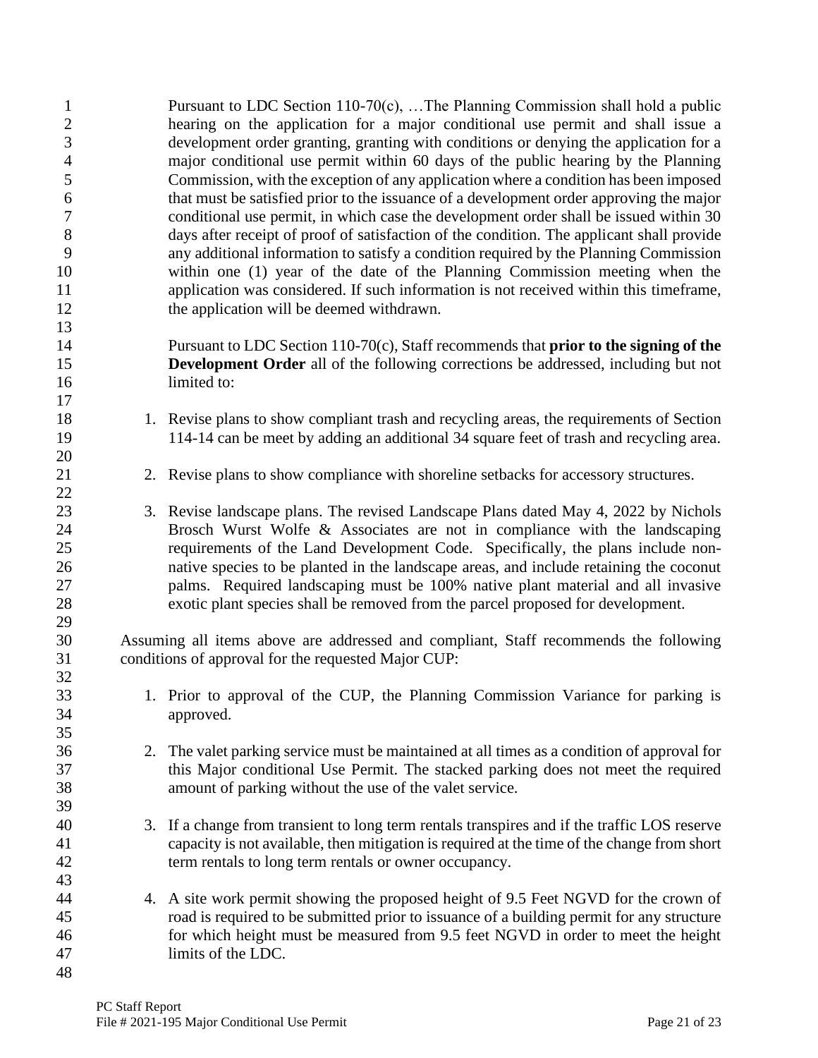Pursuant to LDC Section 110-70(c), …The Planning Commission shall hold a public hearing on the application for a major conditional use permit and shall issue a development order granting, granting with conditions or denying the application for a major conditional use permit within 60 days of the public hearing by the Planning Commission, with the exception of any application where a condition has been imposed that must be satisfied prior to the issuance of a development order approving the major conditional use permit, in which case the development order shall be issued within 30 days after receipt of proof of satisfaction of the condition. The applicant shall provide any additional information to satisfy a condition required by the Planning Commission within one (1) year of the date of the Planning Commission meeting when the application was considered. If such information is not received within this timeframe, the application will be deemed withdrawn.

Pursuant to LDC Section 110-70(c), Staff recommends that **prior to the signing of the Development Order** all of the following corrections be addressed, including but not limited to:

1. Revise plans to show compliant trash and recycling areas, the requirements of Section 114-14 can be meet by adding an additional 34 square feet of trash and recycling area.

2. Revise plans to show compliance with shoreline setbacks for accessory structures.

3. Revise landscape plans. The revised Landscape Plans dated May 4, 2022 by Nichols Brosch Wurst Wolfe & Associates are not in compliance with the landscaping requirements of the Land Development Code. Specifically, the plans include non-native species to be planted in the landscape areas, and include retaining the coconut palms. Required landscaping must be 100% native plant material and all invasive exotic plant species shall be removed from the parcel proposed for development.

Assuming all items above are addressed and compliant, Staff recommends the following conditions of approval for the requested Major CUP:

1. Prior to approval of the CUP, the Planning Commission Variance for parking is approved.

2. The valet parking service must be maintained at all times as a condition of approval for this Major conditional Use Permit. The stacked parking does not meet the required amount of parking without the use of the valet service.

3. If a change from transient to long term rentals transpires and if the traffic LOS reserve capacity is not available, then mitigation is required at the time of the change from short term rentals to long term rentals or owner occupancy.

4. A site work permit showing the proposed height of 9.5 Feet NGVD for the crown of road is required to be submitted prior to issuance of a building permit for any structure for which height must be measured from 9.5 feet NGVD in order to meet the height limits of the LDC.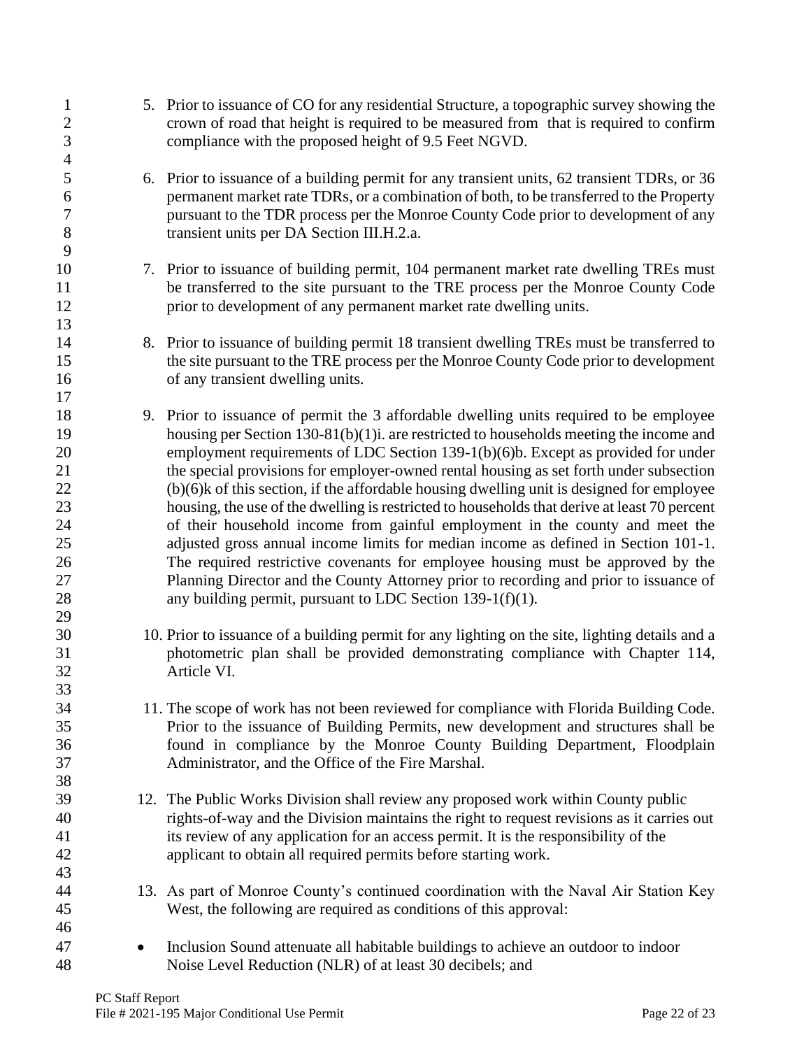5. Prior to issuance of CO for any residential Structure, a topographic survey showing the crown of road that height is required to be measured from that is required to confirm compliance with the proposed height of 9.5 Feet NGVD.

6. Prior to issuance of a building permit for any transient units, 62 transient TDRs, or 36 permanent market rate TDRs, or a combination of both, to be transferred to the Property pursuant to the TDR process per the Monroe County Code prior to development of any transient units per DA Section III.H.2.a.

7. Prior to issuance of building permit, 104 permanent market rate dwelling TREs must be transferred to the site pursuant to the TRE process per the Monroe County Code prior to development of any permanent market rate dwelling units.

8. Prior to issuance of building permit 18 transient dwelling TREs must be transferred to the site pursuant to the TRE process per the Monroe County Code prior to development of any transient dwelling units.

9. Prior to issuance of permit the 3 affordable dwelling units required to be employee housing per Section 130-81(b)(1)i. are restricted to households meeting the income and employment requirements of LDC Section 139-1(b)(6)b. Except as provided for under the special provisions for employer-owned rental housing as set forth under subsection (b)(6)k of this section, if the affordable housing dwelling unit is designed for employee housing, the use of the dwelling is restricted to households that derive at least 70 percent of their household income from gainful employment in the county and meet the adjusted gross annual income limits for median income as defined in Section 101-1. The required restrictive covenants for employee housing must be approved by the Planning Director and the County Attorney prior to recording and prior to issuance of any building permit, pursuant to LDC Section 139-1(f)(1).

10. Prior to issuance of a building permit for any lighting on the site, lighting details and a photometric plan shall be provided demonstrating compliance with Chapter 114, Article VI.

11. The scope of work has not been reviewed for compliance with Florida Building Code. Prior to the issuance of Building Permits, new development and structures shall be found in compliance by the Monroe County Building Department, Floodplain Administrator, and the Office of the Fire Marshal.

12. The Public Works Division shall review any proposed work within County public rights-of-way and the Division maintains the right to request revisions as it carries out its review of any application for an access permit. It is the responsibility of the applicant to obtain all required permits before starting work.

13. As part of Monroe County's continued coordination with the Naval Air Station Key West, the following are required as conditions of this approval:

- Inclusion Sound attenuate all habitable buildings to achieve an outdoor to indoor Noise Level Reduction (NLR) of at least 30 decibels; and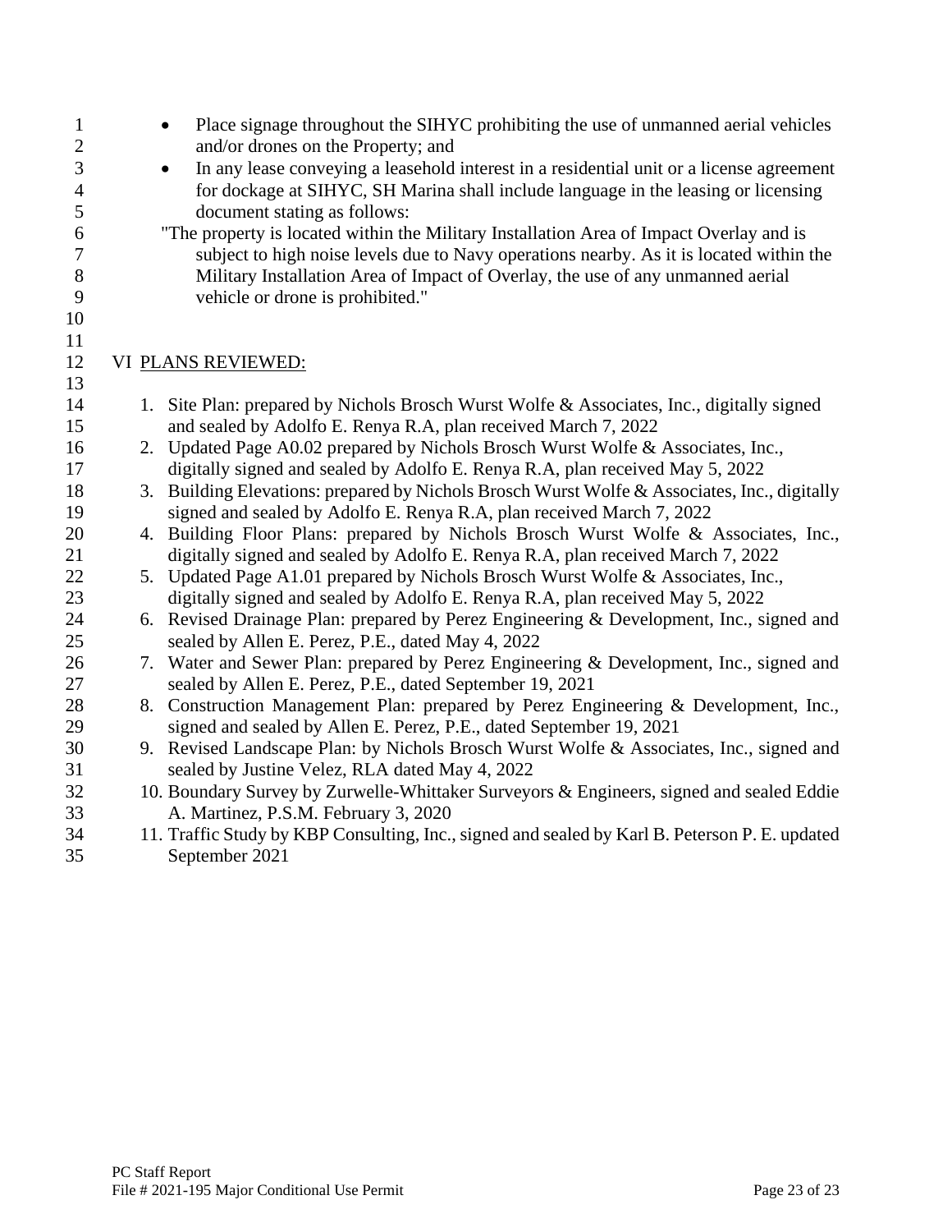- Place signage throughout the SIHYC prohibiting the use of unmanned aerial vehicles and/or drones on the Property; and
- In any lease conveying a leasehold interest in a residential unit or a license agreement for dockage at SIHYC, SH Marina shall include language in the leasing or licensing document stating as follows:

"The property is located within the Military Installation Area of Impact Overlay and is subject to high noise levels due to Navy operations nearby. As it is located within the Military Installation Area of Impact of Overlay, the use of any unmanned aerial vehicle or drone is prohibited."

## VI PLANS REVIEWED:

1. Site Plan: prepared by Nichols Brosch Wurst Wolfe & Associates, Inc., digitally signed and sealed by Adolfo E. Renya R.A, plan received March 7, 2022
2. Updated Page A0.02 prepared by Nichols Brosch Wurst Wolfe & Associates, Inc., digitally signed and sealed by Adolfo E. Renya R.A, plan received May 5, 2022
3. Building Elevations: prepared by Nichols Brosch Wurst Wolfe & Associates, Inc., digitally signed and sealed by Adolfo E. Renya R.A, plan received March 7, 2022
4. Building Floor Plans: prepared by Nichols Brosch Wurst Wolfe & Associates, Inc., digitally signed and sealed by Adolfo E. Renya R.A, plan received March 7, 2022
5. Updated Page A1.01 prepared by Nichols Brosch Wurst Wolfe & Associates, Inc., digitally signed and sealed by Adolfo E. Renya R.A, plan received May 5, 2022
6. Revised Drainage Plan: prepared by Perez Engineering & Development, Inc., signed and sealed by Allen E. Perez, P.E., dated May 4, 2022
7. Water and Sewer Plan: prepared by Perez Engineering & Development, Inc., signed and sealed by Allen E. Perez, P.E., dated September 19, 2021
8. Construction Management Plan: prepared by Perez Engineering & Development, Inc., signed and sealed by Allen E. Perez, P.E., dated September 19, 2021
9. Revised Landscape Plan: by Nichols Brosch Wurst Wolfe & Associates, Inc., signed and sealed by Justine Velez, RLA dated May 4, 2022
10. Boundary Survey by Zurwelle-Whittaker Surveyors & Engineers, signed and sealed Eddie A. Martinez, P.S.M. February 3, 2020
11. Traffic Study by KBP Consulting, Inc., signed and sealed by Karl B. Peterson P. E. updated September 2021